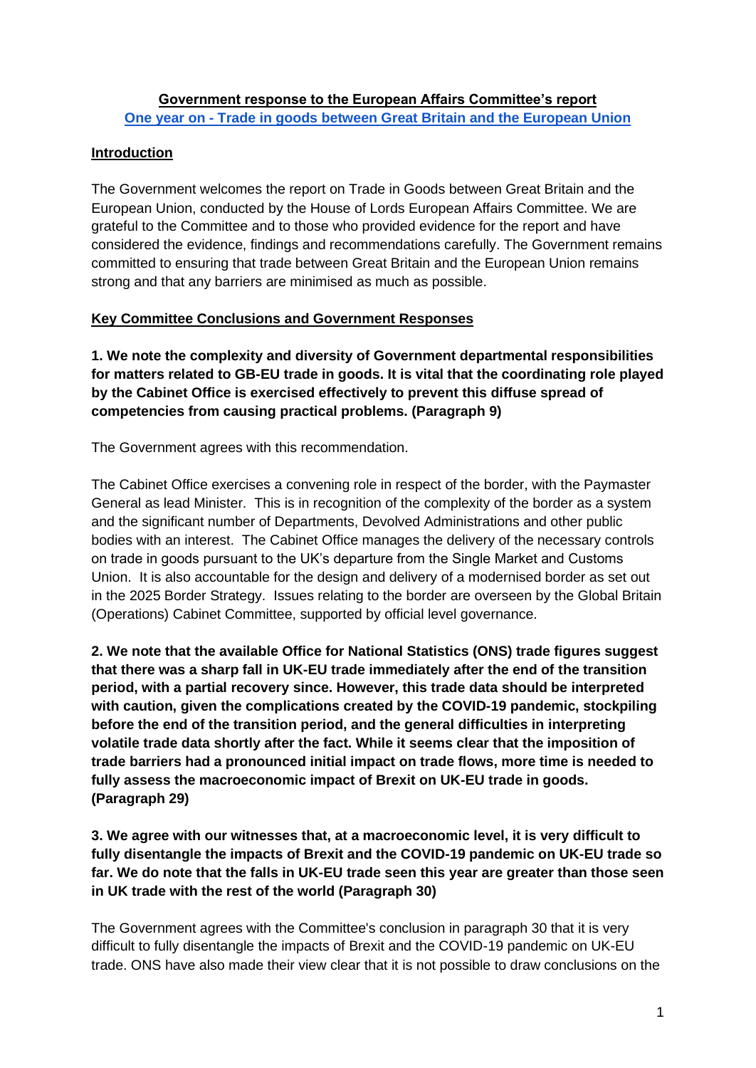**Government response to the European Affairs Committee's report**
**[One year on - Trade in goods between Great Britain and the European Union]**

## Introduction

The Government welcomes the report on Trade in Goods between Great Britain and the European Union, conducted by the House of Lords European Affairs Committee. We are grateful to the Committee and to those who provided evidence for the report and have considered the evidence, findings and recommendations carefully. The Government remains committed to ensuring that trade between Great Britain and the European Union remains strong and that any barriers are minimised as much as possible.

## Key Committee Conclusions and Government Responses

**1. We note the complexity and diversity of Government departmental responsibilities for matters related to GB-EU trade in goods. It is vital that the coordinating role played by the Cabinet Office is exercised effectively to prevent this diffuse spread of competencies from causing practical problems. (Paragraph 9)**

The Government agrees with this recommendation.

The Cabinet Office exercises a convening role in respect of the border, with the Paymaster General as lead Minister. This is in recognition of the complexity of the border as a system and the significant number of Departments, Devolved Administrations and other public bodies with an interest. The Cabinet Office manages the delivery of the necessary controls on trade in goods pursuant to the UK's departure from the Single Market and Customs Union. It is also accountable for the design and delivery of a modernised border as set out in the 2025 Border Strategy. Issues relating to the border are overseen by the Global Britain (Operations) Cabinet Committee, supported by official level governance.

**2. We note that the available Office for National Statistics (ONS) trade figures suggest that there was a sharp fall in UK-EU trade immediately after the end of the transition period, with a partial recovery since. However, this trade data should be interpreted with caution, given the complications created by the COVID-19 pandemic, stockpiling before the end of the transition period, and the general difficulties in interpreting volatile trade data shortly after the fact. While it seems clear that the imposition of trade barriers had a pronounced initial impact on trade flows, more time is needed to fully assess the macroeconomic impact of Brexit on UK-EU trade in goods. (Paragraph 29)**

**3. We agree with our witnesses that, at a macroeconomic level, it is very difficult to fully disentangle the impacts of Brexit and the COVID-19 pandemic on UK-EU trade so far. We do note that the falls in UK-EU trade seen this year are greater than those seen in UK trade with the rest of the world (Paragraph 30)**

The Government agrees with the Committee's conclusion in paragraph 30 that it is very difficult to fully disentangle the impacts of Brexit and the COVID-19 pandemic on UK-EU trade. ONS have also made their view clear that it is not possible to draw conclusions on the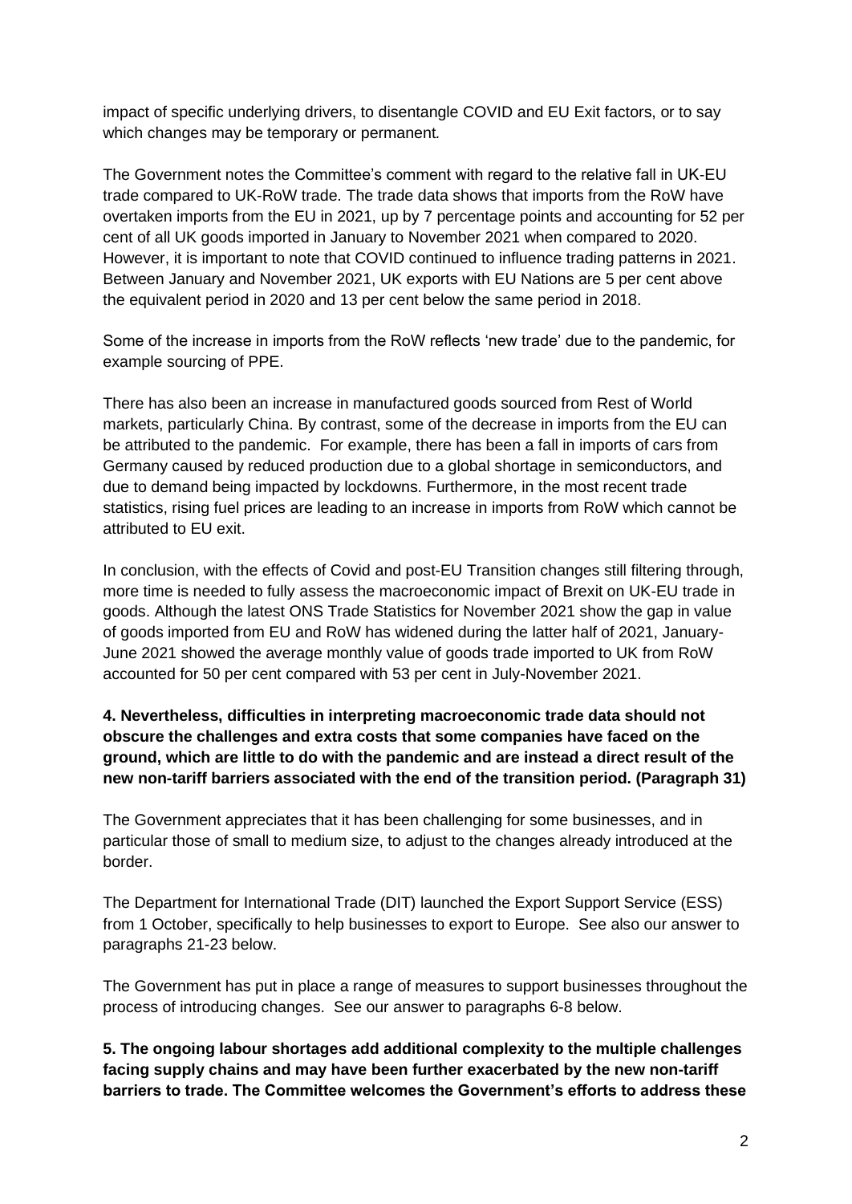impact of specific underlying drivers, to disentangle COVID and EU Exit factors, or to say which changes may be temporary or permanent.

The Government notes the Committee's comment with regard to the relative fall in UK-EU trade compared to UK-RoW trade. The trade data shows that imports from the RoW have overtaken imports from the EU in 2021, up by 7 percentage points and accounting for 52 per cent of all UK goods imported in January to November 2021 when compared to 2020. However, it is important to note that COVID continued to influence trading patterns in 2021. Between January and November 2021, UK exports with EU Nations are 5 per cent above the equivalent period in 2020 and 13 per cent below the same period in 2018.

Some of the increase in imports from the RoW reflects 'new trade' due to the pandemic, for example sourcing of PPE.

There has also been an increase in manufactured goods sourced from Rest of World markets, particularly China. By contrast, some of the decrease in imports from the EU can be attributed to the pandemic. For example, there has been a fall in imports of cars from Germany caused by reduced production due to a global shortage in semiconductors, and due to demand being impacted by lockdowns. Furthermore, in the most recent trade statistics, rising fuel prices are leading to an increase in imports from RoW which cannot be attributed to EU exit.

In conclusion, with the effects of Covid and post-EU Transition changes still filtering through, more time is needed to fully assess the macroeconomic impact of Brexit on UK-EU trade in goods. Although the latest ONS Trade Statistics for November 2021 show the gap in value of goods imported from EU and RoW has widened during the latter half of 2021, January-June 2021 showed the average monthly value of goods trade imported to UK from RoW accounted for 50 per cent compared with 53 per cent in July-November 2021.

**4. Nevertheless, difficulties in interpreting macroeconomic trade data should not obscure the challenges and extra costs that some companies have faced on the ground, which are little to do with the pandemic and are instead a direct result of the new non-tariff barriers associated with the end of the transition period. (Paragraph 31)**

The Government appreciates that it has been challenging for some businesses, and in particular those of small to medium size, to adjust to the changes already introduced at the border.

The Department for International Trade (DIT) launched the Export Support Service (ESS) from 1 October, specifically to help businesses to export to Europe. See also our answer to paragraphs 21-23 below.

The Government has put in place a range of measures to support businesses throughout the process of introducing changes. See our answer to paragraphs 6-8 below.

**5. The ongoing labour shortages add additional complexity to the multiple challenges facing supply chains and may have been further exacerbated by the new non-tariff barriers to trade. The Committee welcomes the Government's efforts to address these**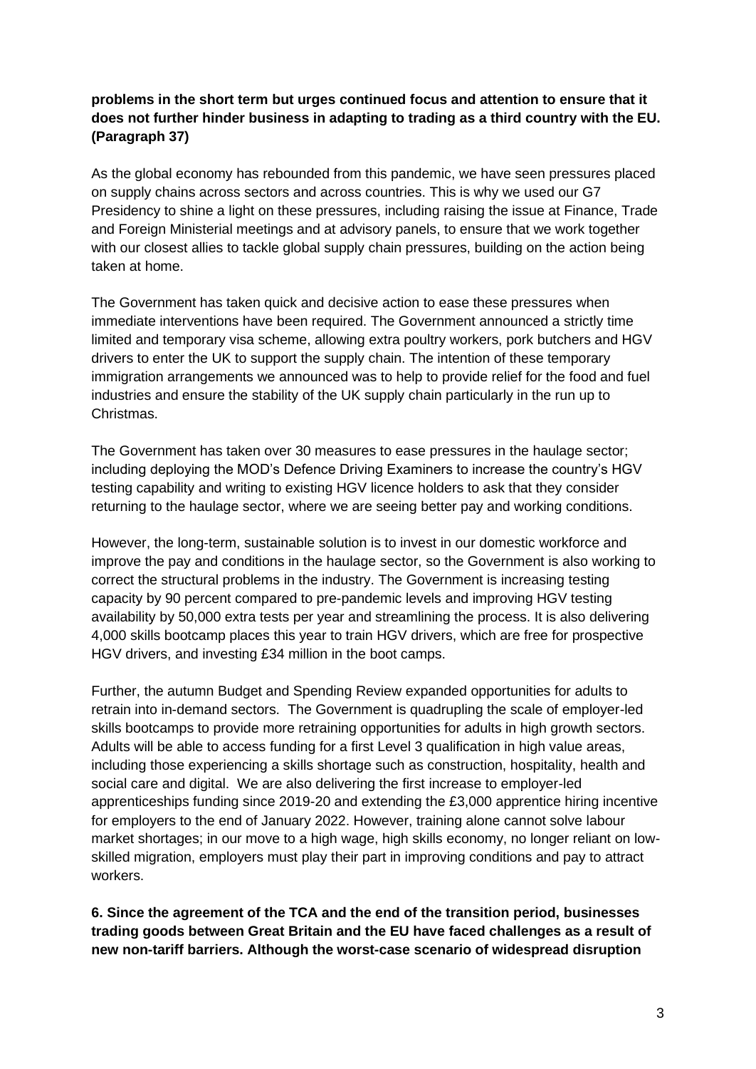**problems in the short term but urges continued focus and attention to ensure that it does not further hinder business in adapting to trading as a third country with the EU. (Paragraph 37)**

As the global economy has rebounded from this pandemic, we have seen pressures placed on supply chains across sectors and across countries. This is why we used our G7 Presidency to shine a light on these pressures, including raising the issue at Finance, Trade and Foreign Ministerial meetings and at advisory panels, to ensure that we work together with our closest allies to tackle global supply chain pressures, building on the action being taken at home.

The Government has taken quick and decisive action to ease these pressures when immediate interventions have been required. The Government announced a strictly time limited and temporary visa scheme, allowing extra poultry workers, pork butchers and HGV drivers to enter the UK to support the supply chain. The intention of these temporary immigration arrangements we announced was to help to provide relief for the food and fuel industries and ensure the stability of the UK supply chain particularly in the run up to Christmas.

The Government has taken over 30 measures to ease pressures in the haulage sector; including deploying the MOD's Defence Driving Examiners to increase the country's HGV testing capability and writing to existing HGV licence holders to ask that they consider returning to the haulage sector, where we are seeing better pay and working conditions.

However, the long-term, sustainable solution is to invest in our domestic workforce and improve the pay and conditions in the haulage sector, so the Government is also working to correct the structural problems in the industry. The Government is increasing testing capacity by 90 percent compared to pre-pandemic levels and improving HGV testing availability by 50,000 extra tests per year and streamlining the process. It is also delivering 4,000 skills bootcamp places this year to train HGV drivers, which are free for prospective HGV drivers, and investing £34 million in the boot camps.

Further, the autumn Budget and Spending Review expanded opportunities for adults to retrain into in-demand sectors. The Government is quadrupling the scale of employer-led skills bootcamps to provide more retraining opportunities for adults in high growth sectors. Adults will be able to access funding for a first Level 3 qualification in high value areas, including those experiencing a skills shortage such as construction, hospitality, health and social care and digital. We are also delivering the first increase to employer-led apprenticeships funding since 2019-20 and extending the £3,000 apprentice hiring incentive for employers to the end of January 2022. However, training alone cannot solve labour market shortages; in our move to a high wage, high skills economy, no longer reliant on low-skilled migration, employers must play their part in improving conditions and pay to attract workers.

**6. Since the agreement of the TCA and the end of the transition period, businesses trading goods between Great Britain and the EU have faced challenges as a result of new non-tariff barriers. Although the worst-case scenario of widespread disruption**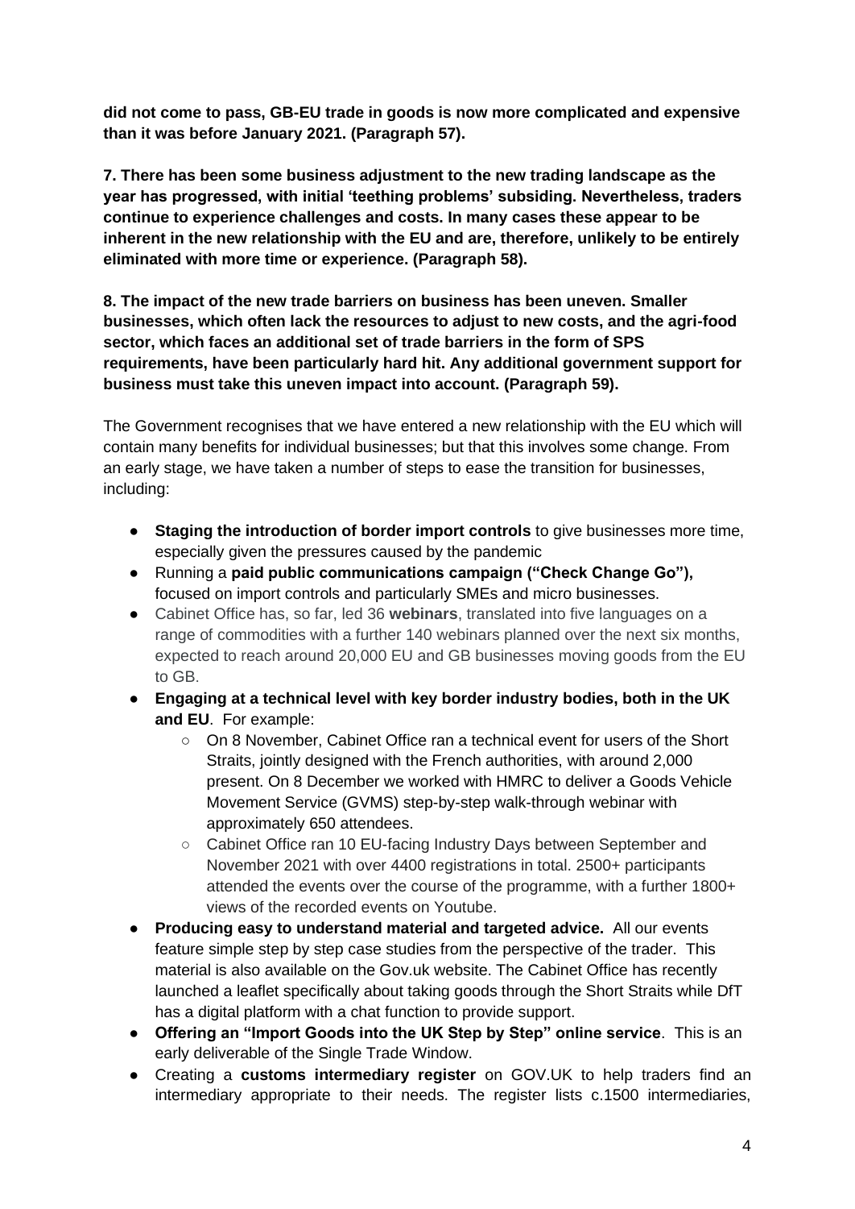**did not come to pass, GB-EU trade in goods is now more complicated and expensive than it was before January 2021. (Paragraph 57).**

**7. There has been some business adjustment to the new trading landscape as the year has progressed, with initial 'teething problems' subsiding. Nevertheless, traders continue to experience challenges and costs. In many cases these appear to be inherent in the new relationship with the EU and are, therefore, unlikely to be entirely eliminated with more time or experience. (Paragraph 58).**

**8. The impact of the new trade barriers on business has been uneven. Smaller businesses, which often lack the resources to adjust to new costs, and the agri-food sector, which faces an additional set of trade barriers in the form of SPS requirements, have been particularly hard hit. Any additional government support for business must take this uneven impact into account. (Paragraph 59).**

The Government recognises that we have entered a new relationship with the EU which will contain many benefits for individual businesses; but that this involves some change. From an early stage, we have taken a number of steps to ease the transition for businesses, including:

- **Staging the introduction of border import controls** to give businesses more time, especially given the pressures caused by the pandemic
- Running a **paid public communications campaign ("Check Change Go"),** focused on import controls and particularly SMEs and micro businesses.
- Cabinet Office has, so far, led 36 **webinars**, translated into five languages on a range of commodities with a further 140 webinars planned over the next six months, expected to reach around 20,000 EU and GB businesses moving goods from the EU to GB.
- **Engaging at a technical level with key border industry bodies, both in the UK and EU**. For example:
    - On 8 November, Cabinet Office ran a technical event for users of the Short Straits, jointly designed with the French authorities, with around 2,000 present. On 8 December we worked with HMRC to deliver a Goods Vehicle Movement Service (GVMS) step-by-step walk-through webinar with approximately 650 attendees.
    - Cabinet Office ran 10 EU-facing Industry Days between September and November 2021 with over 4400 registrations in total. 2500+ participants attended the events over the course of the programme, with a further 1800+ views of the recorded events on Youtube.
- **Producing easy to understand material and targeted advice.** All our events feature simple step by step case studies from the perspective of the trader. This material is also available on the Gov.uk website. The Cabinet Office has recently launched a leaflet specifically about taking goods through the Short Straits while DfT has a digital platform with a chat function to provide support.
- **Offering an "Import Goods into the UK Step by Step" online service**. This is an early deliverable of the Single Trade Window.
- Creating a **customs intermediary register** on GOV.UK to help traders find an intermediary appropriate to their needs. The register lists c.1500 intermediaries,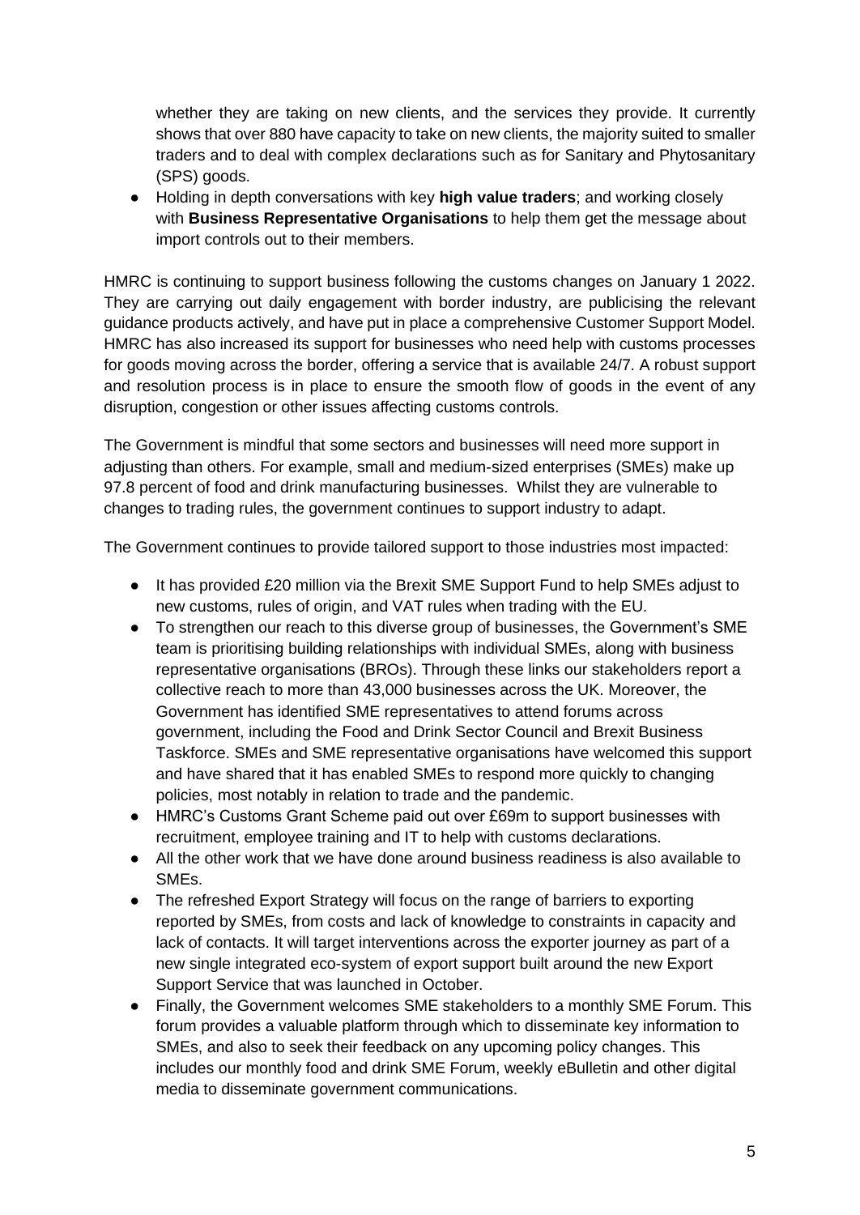whether they are taking on new clients, and the services they provide. It currently shows that over 880 have capacity to take on new clients, the majority suited to smaller traders and to deal with complex declarations such as for Sanitary and Phytosanitary (SPS) goods.

- Holding in depth conversations with key **high value traders**; and working closely with **Business Representative Organisations** to help them get the message about import controls out to their members.

HMRC is continuing to support business following the customs changes on January 1 2022. They are carrying out daily engagement with border industry, are publicising the relevant guidance products actively, and have put in place a comprehensive Customer Support Model. HMRC has also increased its support for businesses who need help with customs processes for goods moving across the border, offering a service that is available 24/7. A robust support and resolution process is in place to ensure the smooth flow of goods in the event of any disruption, congestion or other issues affecting customs controls.

The Government is mindful that some sectors and businesses will need more support in adjusting than others. For example, small and medium-sized enterprises (SMEs) make up 97.8 percent of food and drink manufacturing businesses. Whilst they are vulnerable to changes to trading rules, the government continues to support industry to adapt.

The Government continues to provide tailored support to those industries most impacted:

- It has provided £20 million via the Brexit SME Support Fund to help SMEs adjust to new customs, rules of origin, and VAT rules when trading with the EU.
- To strengthen our reach to this diverse group of businesses, the Government's SME team is prioritising building relationships with individual SMEs, along with business representative organisations (BROs). Through these links our stakeholders report a collective reach to more than 43,000 businesses across the UK. Moreover, the Government has identified SME representatives to attend forums across government, including the Food and Drink Sector Council and Brexit Business Taskforce. SMEs and SME representative organisations have welcomed this support and have shared that it has enabled SMEs to respond more quickly to changing policies, most notably in relation to trade and the pandemic.
- HMRC's Customs Grant Scheme paid out over £69m to support businesses with recruitment, employee training and IT to help with customs declarations.
- All the other work that we have done around business readiness is also available to SMEs.
- The refreshed Export Strategy will focus on the range of barriers to exporting reported by SMEs, from costs and lack of knowledge to constraints in capacity and lack of contacts. It will target interventions across the exporter journey as part of a new single integrated eco-system of export support built around the new Export Support Service that was launched in October.
- Finally, the Government welcomes SME stakeholders to a monthly SME Forum. This forum provides a valuable platform through which to disseminate key information to SMEs, and also to seek their feedback on any upcoming policy changes. This includes our monthly food and drink SME Forum, weekly eBulletin and other digital media to disseminate government communications.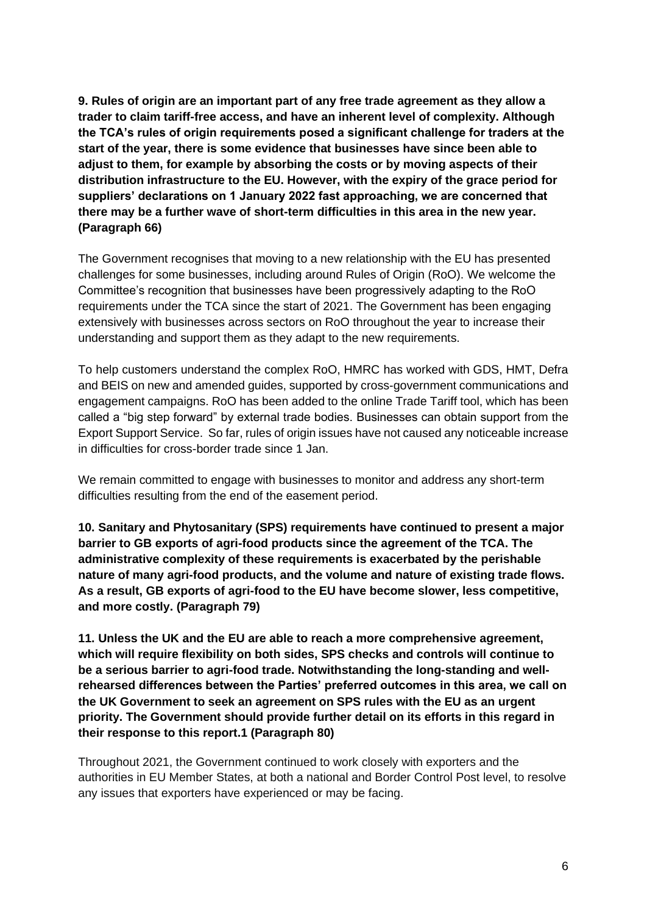**9. Rules of origin are an important part of any free trade agreement as they allow a trader to claim tariff-free access, and have an inherent level of complexity. Although the TCA's rules of origin requirements posed a significant challenge for traders at the start of the year, there is some evidence that businesses have since been able to adjust to them, for example by absorbing the costs or by moving aspects of their distribution infrastructure to the EU. However, with the expiry of the grace period for suppliers' declarations on 1 January 2022 fast approaching, we are concerned that there may be a further wave of short-term difficulties in this area in the new year. (Paragraph 66)**

The Government recognises that moving to a new relationship with the EU has presented challenges for some businesses, including around Rules of Origin (RoO). We welcome the Committee's recognition that businesses have been progressively adapting to the RoO requirements under the TCA since the start of 2021. The Government has been engaging extensively with businesses across sectors on RoO throughout the year to increase their understanding and support them as they adapt to the new requirements.

To help customers understand the complex RoO, HMRC has worked with GDS, HMT, Defra and BEIS on new and amended guides, supported by cross-government communications and engagement campaigns. RoO has been added to the online Trade Tariff tool, which has been called a "big step forward" by external trade bodies. Businesses can obtain support from the Export Support Service. So far, rules of origin issues have not caused any noticeable increase in difficulties for cross-border trade since 1 Jan.

We remain committed to engage with businesses to monitor and address any short-term difficulties resulting from the end of the easement period.

**10. Sanitary and Phytosanitary (SPS) requirements have continued to present a major barrier to GB exports of agri-food products since the agreement of the TCA. The administrative complexity of these requirements is exacerbated by the perishable nature of many agri-food products, and the volume and nature of existing trade flows. As a result, GB exports of agri-food to the EU have become slower, less competitive, and more costly. (Paragraph 79)**

**11. Unless the UK and the EU are able to reach a more comprehensive agreement, which will require flexibility on both sides, SPS checks and controls will continue to be a serious barrier to agri-food trade. Notwithstanding the long-standing and well-rehearsed differences between the Parties' preferred outcomes in this area, we call on the UK Government to seek an agreement on SPS rules with the EU as an urgent priority. The Government should provide further detail on its efforts in this regard in their response to this report.[1] (Paragraph 80)**

Throughout 2021, the Government continued to work closely with exporters and the authorities in EU Member States, at both a national and Border Control Post level, to resolve any issues that exporters have experienced or may be facing.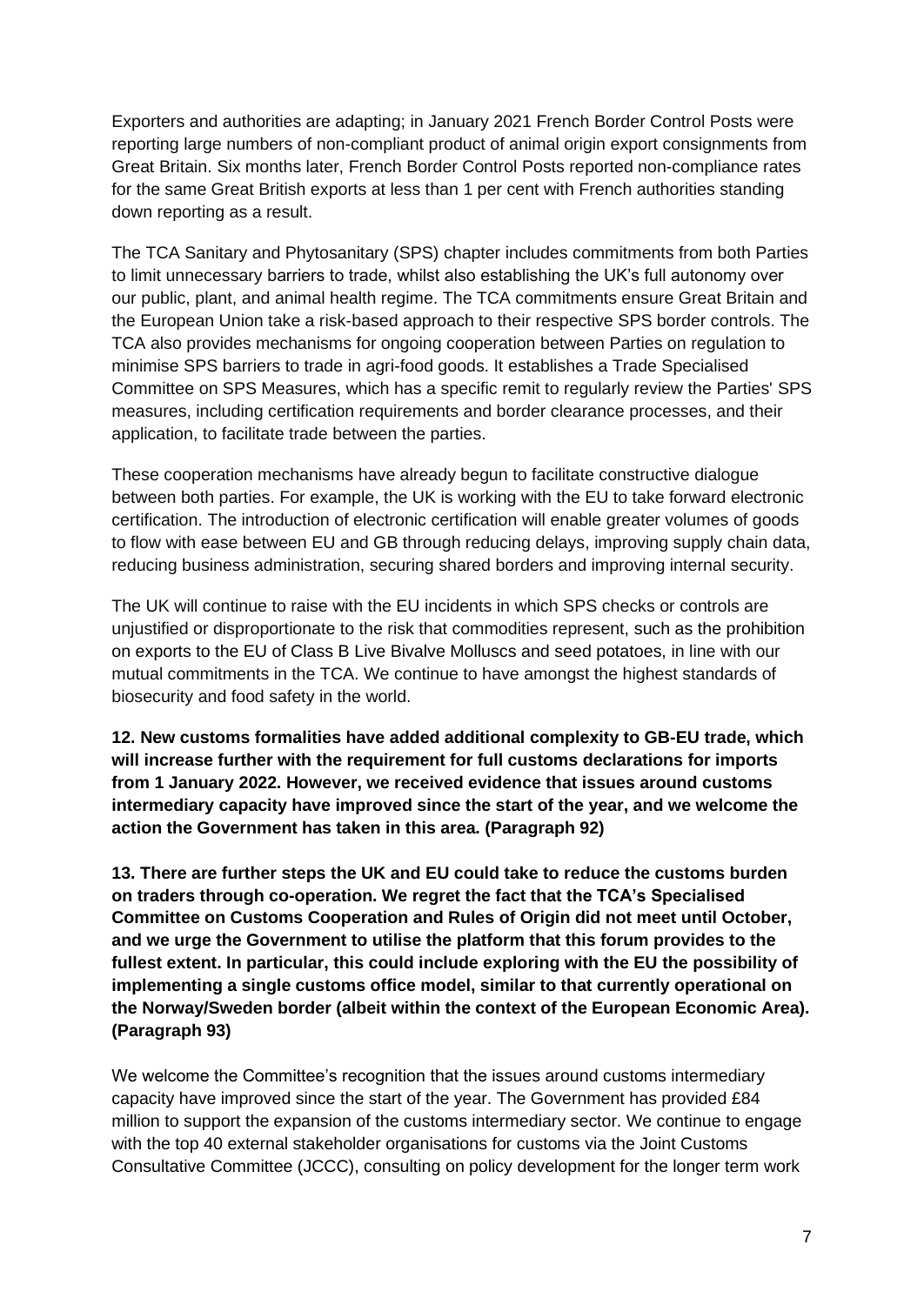Exporters and authorities are adapting; in January 2021 French Border Control Posts were reporting large numbers of non-compliant product of animal origin export consignments from Great Britain. Six months later, French Border Control Posts reported non-compliance rates for the same Great British exports at less than 1 per cent with French authorities standing down reporting as a result.

The TCA Sanitary and Phytosanitary (SPS) chapter includes commitments from both Parties to limit unnecessary barriers to trade, whilst also establishing the UK's full autonomy over our public, plant, and animal health regime. The TCA commitments ensure Great Britain and the European Union take a risk-based approach to their respective SPS border controls. The TCA also provides mechanisms for ongoing cooperation between Parties on regulation to minimise SPS barriers to trade in agri-food goods. It establishes a Trade Specialised Committee on SPS Measures, which has a specific remit to regularly review the Parties' SPS measures, including certification requirements and border clearance processes, and their application, to facilitate trade between the parties.

These cooperation mechanisms have already begun to facilitate constructive dialogue between both parties. For example, the UK is working with the EU to take forward electronic certification. The introduction of electronic certification will enable greater volumes of goods to flow with ease between EU and GB through reducing delays, improving supply chain data, reducing business administration, securing shared borders and improving internal security.

The UK will continue to raise with the EU incidents in which SPS checks or controls are unjustified or disproportionate to the risk that commodities represent, such as the prohibition on exports to the EU of Class B Live Bivalve Molluscs and seed potatoes, in line with our mutual commitments in the TCA. We continue to have amongst the highest standards of biosecurity and food safety in the world.

**12. New customs formalities have added additional complexity to GB-EU trade, which will increase further with the requirement for full customs declarations for imports from 1 January 2022. However, we received evidence that issues around customs intermediary capacity have improved since the start of the year, and we welcome the action the Government has taken in this area. (Paragraph 92)**

**13. There are further steps the UK and EU could take to reduce the customs burden on traders through co-operation. We regret the fact that the TCA's Specialised Committee on Customs Cooperation and Rules of Origin did not meet until October, and we urge the Government to utilise the platform that this forum provides to the fullest extent. In particular, this could include exploring with the EU the possibility of implementing a single customs office model, similar to that currently operational on the Norway/Sweden border (albeit within the context of the European Economic Area). (Paragraph 93)**

We welcome the Committee's recognition that the issues around customs intermediary capacity have improved since the start of the year. The Government has provided £84 million to support the expansion of the customs intermediary sector. We continue to engage with the top 40 external stakeholder organisations for customs via the Joint Customs Consultative Committee (JCCC), consulting on policy development for the longer term work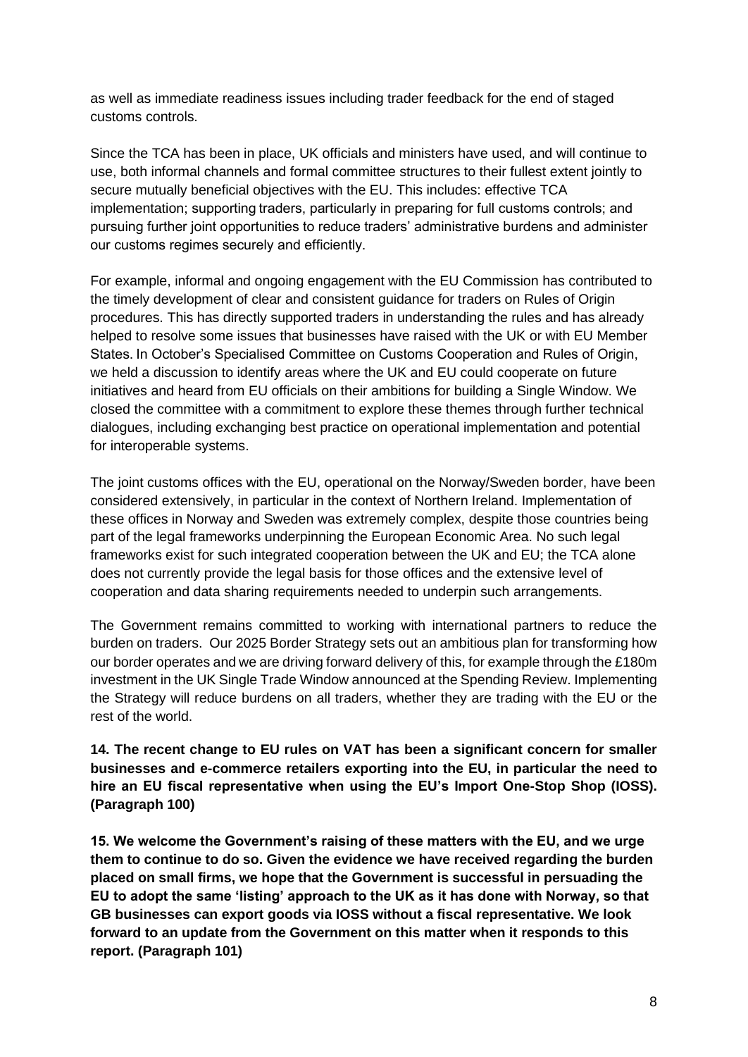as well as immediate readiness issues including trader feedback for the end of staged customs controls.

Since the TCA has been in place, UK officials and ministers have used, and will continue to use, both informal channels and formal committee structures to their fullest extent jointly to secure mutually beneficial objectives with the EU. This includes: effective TCA implementation; supporting traders, particularly in preparing for full customs controls; and pursuing further joint opportunities to reduce traders' administrative burdens and administer our customs regimes securely and efficiently.

For example, informal and ongoing engagement with the EU Commission has contributed to the timely development of clear and consistent guidance for traders on Rules of Origin procedures. This has directly supported traders in understanding the rules and has already helped to resolve some issues that businesses have raised with the UK or with EU Member States. In October's Specialised Committee on Customs Cooperation and Rules of Origin, we held a discussion to identify areas where the UK and EU could cooperate on future initiatives and heard from EU officials on their ambitions for building a Single Window. We closed the committee with a commitment to explore these themes through further technical dialogues, including exchanging best practice on operational implementation and potential for interoperable systems.

The joint customs offices with the EU, operational on the Norway/Sweden border, have been considered extensively, in particular in the context of Northern Ireland. Implementation of these offices in Norway and Sweden was extremely complex, despite those countries being part of the legal frameworks underpinning the European Economic Area. No such legal frameworks exist for such integrated cooperation between the UK and EU; the TCA alone does not currently provide the legal basis for those offices and the extensive level of cooperation and data sharing requirements needed to underpin such arrangements.

The Government remains committed to working with international partners to reduce the burden on traders. Our 2025 Border Strategy sets out an ambitious plan for transforming how our border operates and we are driving forward delivery of this, for example through the £180m investment in the UK Single Trade Window announced at the Spending Review. Implementing the Strategy will reduce burdens on all traders, whether they are trading with the EU or the rest of the world.

**14. The recent change to EU rules on VAT has been a significant concern for smaller businesses and e-commerce retailers exporting into the EU, in particular the need to hire an EU fiscal representative when using the EU's Import One-Stop Shop (IOSS). (Paragraph 100)**

**15. We welcome the Government's raising of these matters with the EU, and we urge them to continue to do so. Given the evidence we have received regarding the burden placed on small firms, we hope that the Government is successful in persuading the EU to adopt the same 'listing' approach to the UK as it has done with Norway, so that GB businesses can export goods via IOSS without a fiscal representative. We look forward to an update from the Government on this matter when it responds to this report. (Paragraph 101)**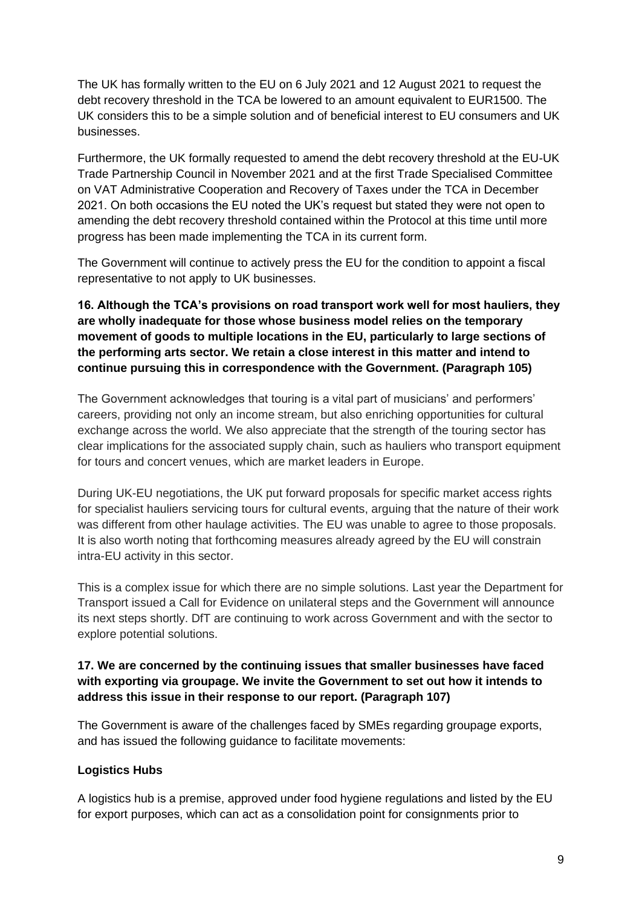The UK has formally written to the EU on 6 July 2021 and 12 August 2021 to request the debt recovery threshold in the TCA be lowered to an amount equivalent to EUR1500. The UK considers this to be a simple solution and of beneficial interest to EU consumers and UK businesses.

Furthermore, the UK formally requested to amend the debt recovery threshold at the EU-UK Trade Partnership Council in November 2021 and at the first Trade Specialised Committee on VAT Administrative Cooperation and Recovery of Taxes under the TCA in December 2021. On both occasions the EU noted the UK's request but stated they were not open to amending the debt recovery threshold contained within the Protocol at this time until more progress has been made implementing the TCA in its current form.

The Government will continue to actively press the EU for the condition to appoint a fiscal representative to not apply to UK businesses.

**16. Although the TCA's provisions on road transport work well for most hauliers, they are wholly inadequate for those whose business model relies on the temporary movement of goods to multiple locations in the EU, particularly to large sections of the performing arts sector. We retain a close interest in this matter and intend to continue pursuing this in correspondence with the Government. (Paragraph 105)**

The Government acknowledges that touring is a vital part of musicians' and performers' careers, providing not only an income stream, but also enriching opportunities for cultural exchange across the world. We also appreciate that the strength of the touring sector has clear implications for the associated supply chain, such as hauliers who transport equipment for tours and concert venues, which are market leaders in Europe.

During UK-EU negotiations, the UK put forward proposals for specific market access rights for specialist hauliers servicing tours for cultural events, arguing that the nature of their work was different from other haulage activities. The EU was unable to agree to those proposals. It is also worth noting that forthcoming measures already agreed by the EU will constrain intra-EU activity in this sector.

This is a complex issue for which there are no simple solutions. Last year the Department for Transport issued a Call for Evidence on unilateral steps and the Government will announce its next steps shortly. DfT are continuing to work across Government and with the sector to explore potential solutions.

**17. We are concerned by the continuing issues that smaller businesses have faced with exporting via groupage. We invite the Government to set out how it intends to address this issue in their response to our report. (Paragraph 107)**

The Government is aware of the challenges faced by SMEs regarding groupage exports, and has issued the following guidance to facilitate movements:

**Logistics Hubs**

A logistics hub is a premise, approved under food hygiene regulations and listed by the EU for export purposes, which can act as a consolidation point for consignments prior to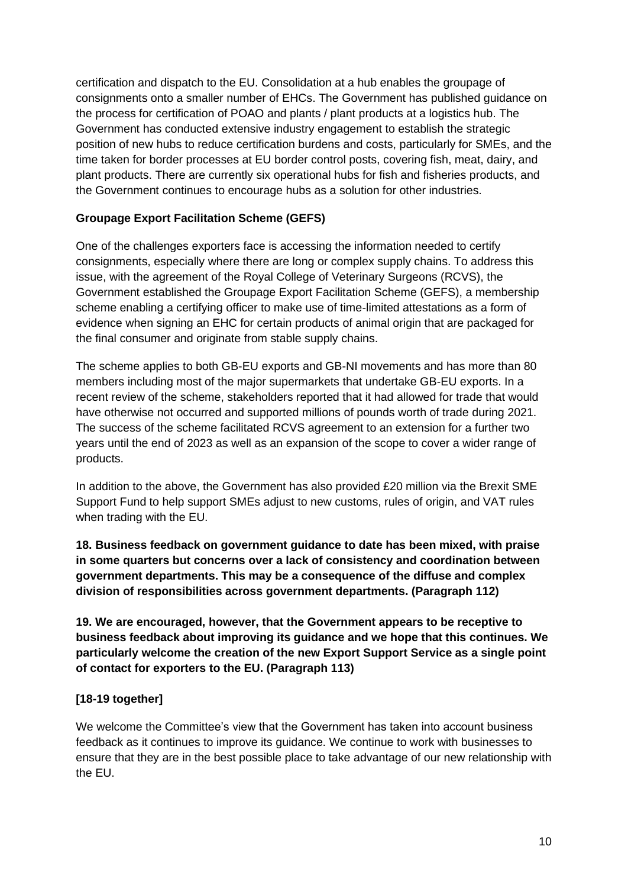certification and dispatch to the EU. Consolidation at a hub enables the groupage of consignments onto a smaller number of EHCs. The Government has published guidance on the process for certification of POAO and plants / plant products at a logistics hub. The Government has conducted extensive industry engagement to establish the strategic position of new hubs to reduce certification burdens and costs, particularly for SMEs, and the time taken for border processes at EU border control posts, covering fish, meat, dairy, and plant products. There are currently six operational hubs for fish and fisheries products, and the Government continues to encourage hubs as a solution for other industries.

**Groupage Export Facilitation Scheme (GEFS)**

One of the challenges exporters face is accessing the information needed to certify consignments, especially where there are long or complex supply chains. To address this issue, with the agreement of the Royal College of Veterinary Surgeons (RCVS), the Government established the Groupage Export Facilitation Scheme (GEFS), a membership scheme enabling a certifying officer to make use of time-limited attestations as a form of evidence when signing an EHC for certain products of animal origin that are packaged for the final consumer and originate from stable supply chains.

The scheme applies to both GB-EU exports and GB-NI movements and has more than 80 members including most of the major supermarkets that undertake GB-EU exports. In a recent review of the scheme, stakeholders reported that it had allowed for trade that would have otherwise not occurred and supported millions of pounds worth of trade during 2021. The success of the scheme facilitated RCVS agreement to an extension for a further two years until the end of 2023 as well as an expansion of the scope to cover a wider range of products.

In addition to the above, the Government has also provided £20 million via the Brexit SME Support Fund to help support SMEs adjust to new customs, rules of origin, and VAT rules when trading with the EU.

**18. Business feedback on government guidance to date has been mixed, with praise in some quarters but concerns over a lack of consistency and coordination between government departments. This may be a consequence of the diffuse and complex division of responsibilities across government departments. (Paragraph 112)**

**19. We are encouraged, however, that the Government appears to be receptive to business feedback about improving its guidance and we hope that this continues. We particularly welcome the creation of the new Export Support Service as a single point of contact for exporters to the EU. (Paragraph 113)**

**[18-19 together]**

We welcome the Committee's view that the Government has taken into account business feedback as it continues to improve its guidance. We continue to work with businesses to ensure that they are in the best possible place to take advantage of our new relationship with the EU.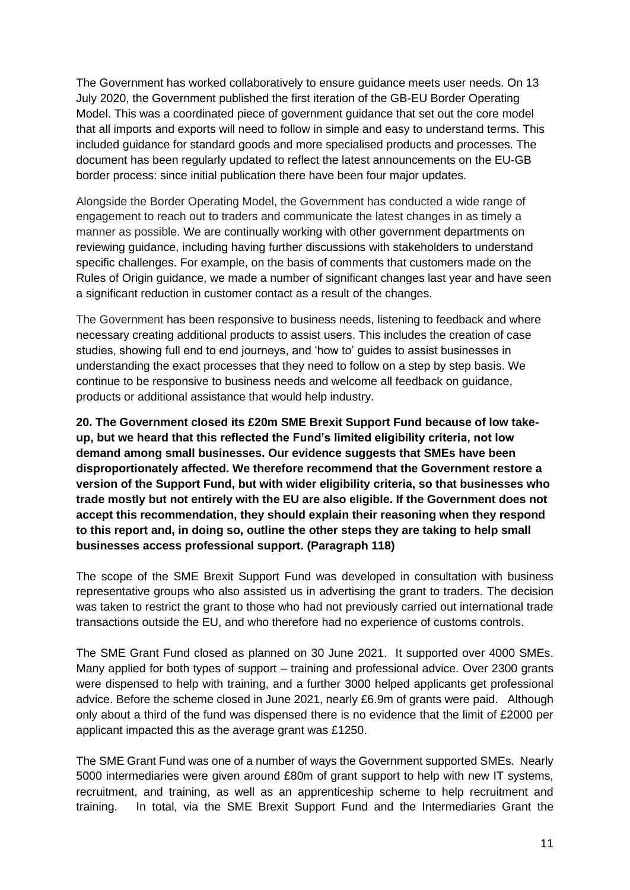The Government has worked collaboratively to ensure guidance meets user needs. On 13 July 2020, the Government published the first iteration of the GB-EU Border Operating Model. This was a coordinated piece of government guidance that set out the core model that all imports and exports will need to follow in simple and easy to understand terms. This included guidance for standard goods and more specialised products and processes. The document has been regularly updated to reflect the latest announcements on the EU-GB border process: since initial publication there have been four major updates.

Alongside the Border Operating Model, the Government has conducted a wide range of engagement to reach out to traders and communicate the latest changes in as timely a manner as possible. We are continually working with other government departments on reviewing guidance, including having further discussions with stakeholders to understand specific challenges. For example, on the basis of comments that customers made on the Rules of Origin guidance, we made a number of significant changes last year and have seen a significant reduction in customer contact as a result of the changes.

The Government has been responsive to business needs, listening to feedback and where necessary creating additional products to assist users. This includes the creation of case studies, showing full end to end journeys, and 'how to' guides to assist businesses in understanding the exact processes that they need to follow on a step by step basis. We continue to be responsive to business needs and welcome all feedback on guidance, products or additional assistance that would help industry.

**20. The Government closed its £20m SME Brexit Support Fund because of low take-up, but we heard that this reflected the Fund's limited eligibility criteria, not low demand among small businesses. Our evidence suggests that SMEs have been disproportionately affected. We therefore recommend that the Government restore a version of the Support Fund, but with wider eligibility criteria, so that businesses who trade mostly but not entirely with the EU are also eligible. If the Government does not accept this recommendation, they should explain their reasoning when they respond to this report and, in doing so, outline the other steps they are taking to help small businesses access professional support. (Paragraph 118)**

The scope of the SME Brexit Support Fund was developed in consultation with business representative groups who also assisted us in advertising the grant to traders. The decision was taken to restrict the grant to those who had not previously carried out international trade transactions outside the EU, and who therefore had no experience of customs controls.

The SME Grant Fund closed as planned on 30 June 2021. It supported over 4000 SMEs. Many applied for both types of support – training and professional advice. Over 2300 grants were dispensed to help with training, and a further 3000 helped applicants get professional advice. Before the scheme closed in June 2021, nearly £6.9m of grants were paid. Although only about a third of the fund was dispensed there is no evidence that the limit of £2000 per applicant impacted this as the average grant was £1250.

The SME Grant Fund was one of a number of ways the Government supported SMEs. Nearly 5000 intermediaries were given around £80m of grant support to help with new IT systems, recruitment, and training, as well as an apprenticeship scheme to help recruitment and training. In total, via the SME Brexit Support Fund and the Intermediaries Grant the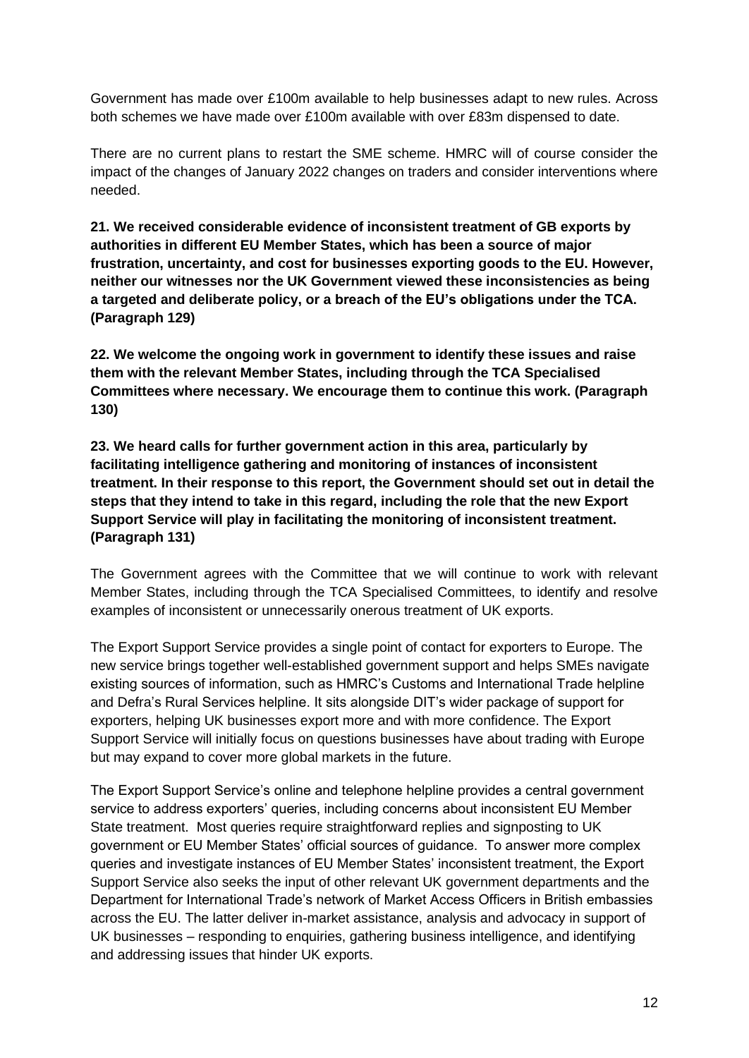Government has made over £100m available to help businesses adapt to new rules. Across both schemes we have made over £100m available with over £83m dispensed to date.

There are no current plans to restart the SME scheme. HMRC will of course consider the impact of the changes of January 2022 changes on traders and consider interventions where needed.

**21. We received considerable evidence of inconsistent treatment of GB exports by authorities in different EU Member States, which has been a source of major frustration, uncertainty, and cost for businesses exporting goods to the EU. However, neither our witnesses nor the UK Government viewed these inconsistencies as being a targeted and deliberate policy, or a breach of the EU's obligations under the TCA. (Paragraph 129)**

**22. We welcome the ongoing work in government to identify these issues and raise them with the relevant Member States, including through the TCA Specialised Committees where necessary. We encourage them to continue this work. (Paragraph 130)**

**23. We heard calls for further government action in this area, particularly by facilitating intelligence gathering and monitoring of instances of inconsistent treatment. In their response to this report, the Government should set out in detail the steps that they intend to take in this regard, including the role that the new Export Support Service will play in facilitating the monitoring of inconsistent treatment. (Paragraph 131)**

The Government agrees with the Committee that we will continue to work with relevant Member States, including through the TCA Specialised Committees, to identify and resolve examples of inconsistent or unnecessarily onerous treatment of UK exports.

The Export Support Service provides a single point of contact for exporters to Europe. The new service brings together well-established government support and helps SMEs navigate existing sources of information, such as HMRC's Customs and International Trade helpline and Defra's Rural Services helpline. It sits alongside DIT's wider package of support for exporters, helping UK businesses export more and with more confidence. The Export Support Service will initially focus on questions businesses have about trading with Europe but may expand to cover more global markets in the future.

The Export Support Service's online and telephone helpline provides a central government service to address exporters' queries, including concerns about inconsistent EU Member State treatment. Most queries require straightforward replies and signposting to UK government or EU Member States' official sources of guidance. To answer more complex queries and investigate instances of EU Member States' inconsistent treatment, the Export Support Service also seeks the input of other relevant UK government departments and the Department for International Trade's network of Market Access Officers in British embassies across the EU. The latter deliver in-market assistance, analysis and advocacy in support of UK businesses – responding to enquiries, gathering business intelligence, and identifying and addressing issues that hinder UK exports.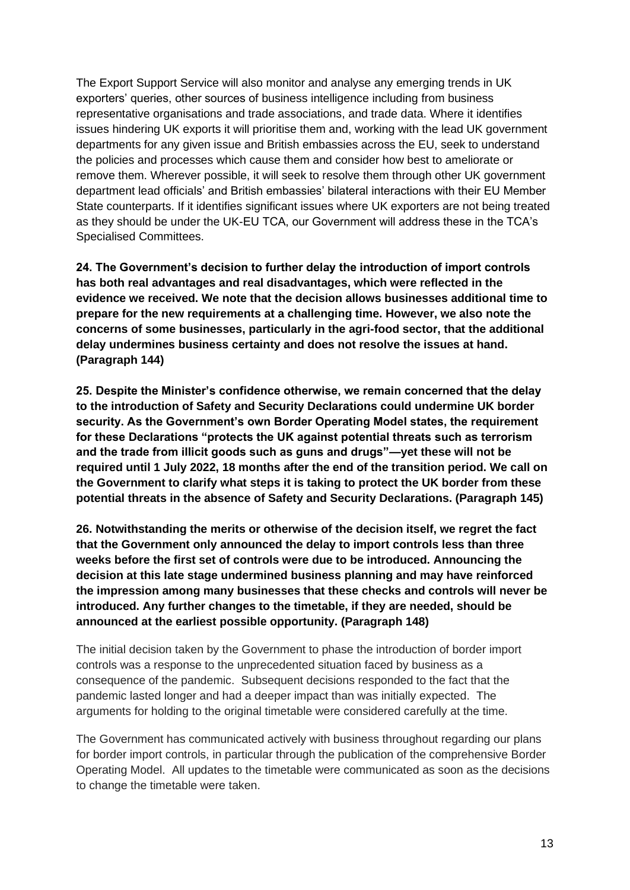The Export Support Service will also monitor and analyse any emerging trends in UK exporters' queries, other sources of business intelligence including from business representative organisations and trade associations, and trade data. Where it identifies issues hindering UK exports it will prioritise them and, working with the lead UK government departments for any given issue and British embassies across the EU, seek to understand the policies and processes which cause them and consider how best to ameliorate or remove them. Wherever possible, it will seek to resolve them through other UK government department lead officials' and British embassies' bilateral interactions with their EU Member State counterparts. If it identifies significant issues where UK exporters are not being treated as they should be under the UK-EU TCA, our Government will address these in the TCA's Specialised Committees.

**24. The Government's decision to further delay the introduction of import controls has both real advantages and real disadvantages, which were reflected in the evidence we received. We note that the decision allows businesses additional time to prepare for the new requirements at a challenging time. However, we also note the concerns of some businesses, particularly in the agri-food sector, that the additional delay undermines business certainty and does not resolve the issues at hand. (Paragraph 144)**

**25. Despite the Minister's confidence otherwise, we remain concerned that the delay to the introduction of Safety and Security Declarations could undermine UK border security. As the Government's own Border Operating Model states, the requirement for these Declarations "protects the UK against potential threats such as terrorism and the trade from illicit goods such as guns and drugs"—yet these will not be required until 1 July 2022, 18 months after the end of the transition period. We call on the Government to clarify what steps it is taking to protect the UK border from these potential threats in the absence of Safety and Security Declarations. (Paragraph 145)**

**26. Notwithstanding the merits or otherwise of the decision itself, we regret the fact that the Government only announced the delay to import controls less than three weeks before the first set of controls were due to be introduced. Announcing the decision at this late stage undermined business planning and may have reinforced the impression among many businesses that these checks and controls will never be introduced. Any further changes to the timetable, if they are needed, should be announced at the earliest possible opportunity. (Paragraph 148)**

The initial decision taken by the Government to phase the introduction of border import controls was a response to the unprecedented situation faced by business as a consequence of the pandemic. Subsequent decisions responded to the fact that the pandemic lasted longer and had a deeper impact than was initially expected. The arguments for holding to the original timetable were considered carefully at the time.

The Government has communicated actively with business throughout regarding our plans for border import controls, in particular through the publication of the comprehensive Border Operating Model. All updates to the timetable were communicated as soon as the decisions to change the timetable were taken.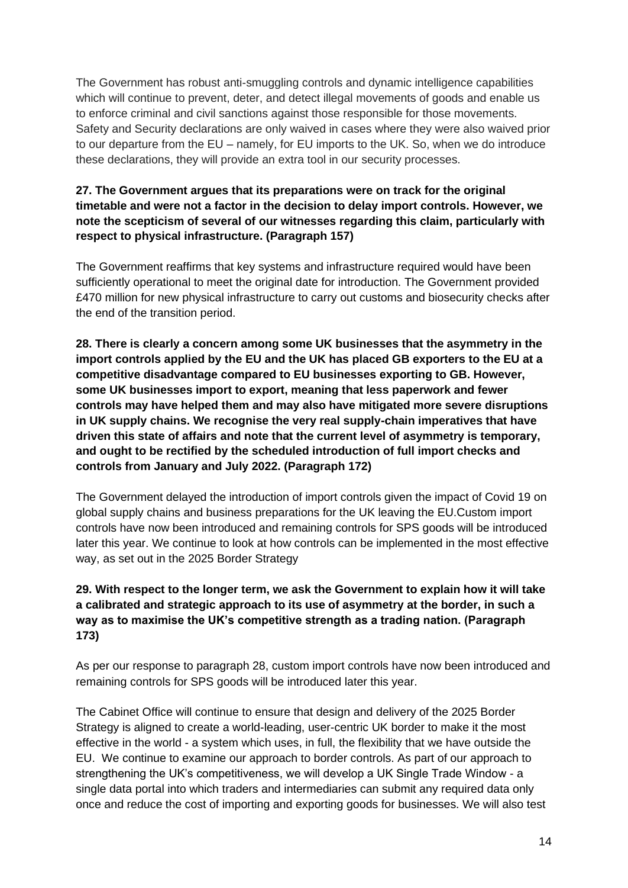The Government has robust anti-smuggling controls and dynamic intelligence capabilities which will continue to prevent, deter, and detect illegal movements of goods and enable us to enforce criminal and civil sanctions against those responsible for those movements. Safety and Security declarations are only waived in cases where they were also waived prior to our departure from the EU – namely, for EU imports to the UK. So, when we do introduce these declarations, they will provide an extra tool in our security processes.

**27. The Government argues that its preparations were on track for the original timetable and were not a factor in the decision to delay import controls. However, we note the scepticism of several of our witnesses regarding this claim, particularly with respect to physical infrastructure. (Paragraph 157)**

The Government reaffirms that key systems and infrastructure required would have been sufficiently operational to meet the original date for introduction. The Government provided £470 million for new physical infrastructure to carry out customs and biosecurity checks after the end of the transition period.

**28. There is clearly a concern among some UK businesses that the asymmetry in the import controls applied by the EU and the UK has placed GB exporters to the EU at a competitive disadvantage compared to EU businesses exporting to GB. However, some UK businesses import to export, meaning that less paperwork and fewer controls may have helped them and may also have mitigated more severe disruptions in UK supply chains. We recognise the very real supply-chain imperatives that have driven this state of affairs and note that the current level of asymmetry is temporary, and ought to be rectified by the scheduled introduction of full import checks and controls from January and July 2022. (Paragraph 172)**

The Government delayed the introduction of import controls given the impact of Covid 19 on global supply chains and business preparations for the UK leaving the EU.Custom import controls have now been introduced and remaining controls for SPS goods will be introduced later this year. We continue to look at how controls can be implemented in the most effective way, as set out in the 2025 Border Strategy

**29. With respect to the longer term, we ask the Government to explain how it will take a calibrated and strategic approach to its use of asymmetry at the border, in such a way as to maximise the UK's competitive strength as a trading nation. (Paragraph 173)**

As per our response to paragraph 28, custom import controls have now been introduced and remaining controls for SPS goods will be introduced later this year.

The Cabinet Office will continue to ensure that design and delivery of the 2025 Border Strategy is aligned to create a world-leading, user-centric UK border to make it the most effective in the world - a system which uses, in full, the flexibility that we have outside the EU. We continue to examine our approach to border controls. As part of our approach to strengthening the UK's competitiveness, we will develop a UK Single Trade Window - a single data portal into which traders and intermediaries can submit any required data only once and reduce the cost of importing and exporting goods for businesses. We will also test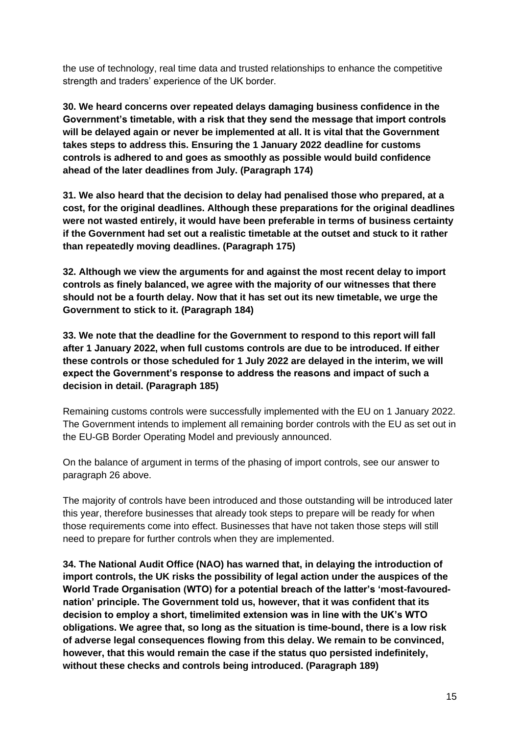the use of technology, real time data and trusted relationships to enhance the competitive strength and traders' experience of the UK border.

**30. We heard concerns over repeated delays damaging business confidence in the Government's timetable, with a risk that they send the message that import controls will be delayed again or never be implemented at all. It is vital that the Government takes steps to address this. Ensuring the 1 January 2022 deadline for customs controls is adhered to and goes as smoothly as possible would build confidence ahead of the later deadlines from July. (Paragraph 174)**

**31. We also heard that the decision to delay had penalised those who prepared, at a cost, for the original deadlines. Although these preparations for the original deadlines were not wasted entirely, it would have been preferable in terms of business certainty if the Government had set out a realistic timetable at the outset and stuck to it rather than repeatedly moving deadlines. (Paragraph 175)**

**32. Although we view the arguments for and against the most recent delay to import controls as finely balanced, we agree with the majority of our witnesses that there should not be a fourth delay. Now that it has set out its new timetable, we urge the Government to stick to it. (Paragraph 184)**

**33. We note that the deadline for the Government to respond to this report will fall after 1 January 2022, when full customs controls are due to be introduced. If either these controls or those scheduled for 1 July 2022 are delayed in the interim, we will expect the Government's response to address the reasons and impact of such a decision in detail. (Paragraph 185)**

Remaining customs controls were successfully implemented with the EU on 1 January 2022. The Government intends to implement all remaining border controls with the EU as set out in the EU-GB Border Operating Model and previously announced.

On the balance of argument in terms of the phasing of import controls, see our answer to paragraph 26 above.

The majority of controls have been introduced and those outstanding will be introduced later this year, therefore businesses that already took steps to prepare will be ready for when those requirements come into effect. Businesses that have not taken those steps will still need to prepare for further controls when they are implemented.

**34. The National Audit Office (NAO) has warned that, in delaying the introduction of import controls, the UK risks the possibility of legal action under the auspices of the World Trade Organisation (WTO) for a potential breach of the latter's 'most-favoured-nation' principle. The Government told us, however, that it was confident that its decision to employ a short, timelimited extension was in line with the UK's WTO obligations. We agree that, so long as the situation is time-bound, there is a low risk of adverse legal consequences flowing from this delay. We remain to be convinced, however, that this would remain the case if the status quo persisted indefinitely, without these checks and controls being introduced. (Paragraph 189)**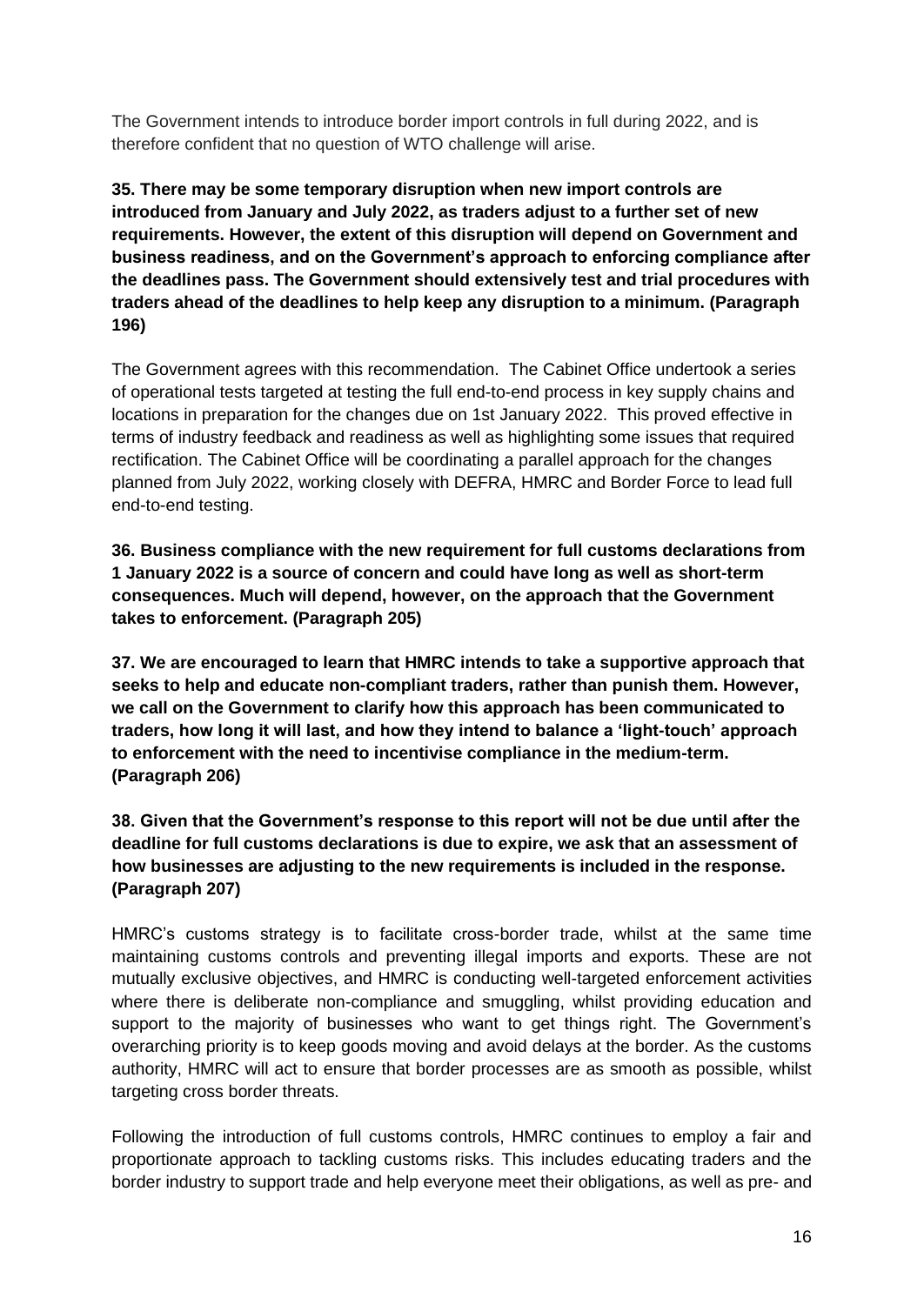The Government intends to introduce border import controls in full during 2022, and is therefore confident that no question of WTO challenge will arise.

**35. There may be some temporary disruption when new import controls are introduced from January and July 2022, as traders adjust to a further set of new requirements. However, the extent of this disruption will depend on Government and business readiness, and on the Government's approach to enforcing compliance after the deadlines pass. The Government should extensively test and trial procedures with traders ahead of the deadlines to help keep any disruption to a minimum. (Paragraph 196)**

The Government agrees with this recommendation. The Cabinet Office undertook a series of operational tests targeted at testing the full end-to-end process in key supply chains and locations in preparation for the changes due on 1st January 2022. This proved effective in terms of industry feedback and readiness as well as highlighting some issues that required rectification. The Cabinet Office will be coordinating a parallel approach for the changes planned from July 2022, working closely with DEFRA, HMRC and Border Force to lead full end-to-end testing.

**36. Business compliance with the new requirement for full customs declarations from 1 January 2022 is a source of concern and could have long as well as short-term consequences. Much will depend, however, on the approach that the Government takes to enforcement. (Paragraph 205)**

**37. We are encouraged to learn that HMRC intends to take a supportive approach that seeks to help and educate non-compliant traders, rather than punish them. However, we call on the Government to clarify how this approach has been communicated to traders, how long it will last, and how they intend to balance a 'light-touch' approach to enforcement with the need to incentivise compliance in the medium-term. (Paragraph 206)**

**38. Given that the Government's response to this report will not be due until after the deadline for full customs declarations is due to expire, we ask that an assessment of how businesses are adjusting to the new requirements is included in the response. (Paragraph 207)**

HMRC's customs strategy is to facilitate cross-border trade, whilst at the same time maintaining customs controls and preventing illegal imports and exports. These are not mutually exclusive objectives, and HMRC is conducting well-targeted enforcement activities where there is deliberate non-compliance and smuggling, whilst providing education and support to the majority of businesses who want to get things right. The Government's overarching priority is to keep goods moving and avoid delays at the border. As the customs authority, HMRC will act to ensure that border processes are as smooth as possible, whilst targeting cross border threats.

Following the introduction of full customs controls, HMRC continues to employ a fair and proportionate approach to tackling customs risks. This includes educating traders and the border industry to support trade and help everyone meet their obligations, as well as pre- and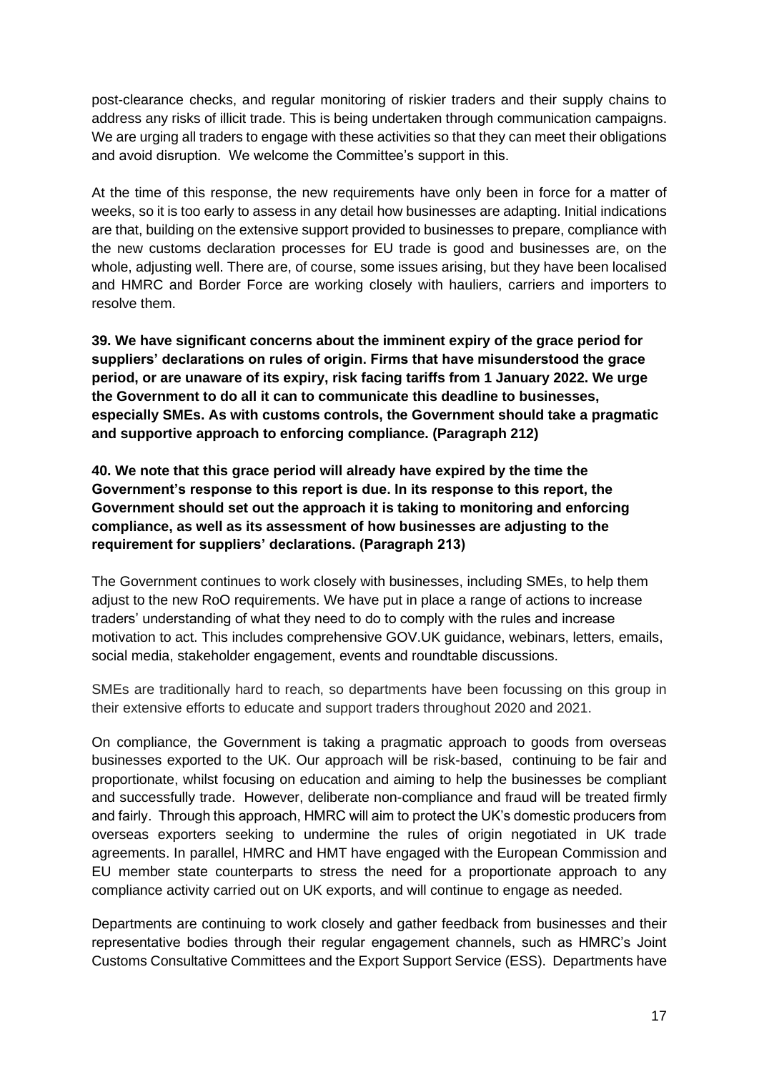post-clearance checks, and regular monitoring of riskier traders and their supply chains to address any risks of illicit trade. This is being undertaken through communication campaigns. We are urging all traders to engage with these activities so that they can meet their obligations and avoid disruption. We welcome the Committee's support in this.

At the time of this response, the new requirements have only been in force for a matter of weeks, so it is too early to assess in any detail how businesses are adapting. Initial indications are that, building on the extensive support provided to businesses to prepare, compliance with the new customs declaration processes for EU trade is good and businesses are, on the whole, adjusting well. There are, of course, some issues arising, but they have been localised and HMRC and Border Force are working closely with hauliers, carriers and importers to resolve them.

**39. We have significant concerns about the imminent expiry of the grace period for suppliers' declarations on rules of origin. Firms that have misunderstood the grace period, or are unaware of its expiry, risk facing tariffs from 1 January 2022. We urge the Government to do all it can to communicate this deadline to businesses, especially SMEs. As with customs controls, the Government should take a pragmatic and supportive approach to enforcing compliance. (Paragraph 212)**

**40. We note that this grace period will already have expired by the time the Government's response to this report is due. In its response to this report, the Government should set out the approach it is taking to monitoring and enforcing compliance, as well as its assessment of how businesses are adjusting to the requirement for suppliers' declarations. (Paragraph 213)**

The Government continues to work closely with businesses, including SMEs, to help them adjust to the new RoO requirements. We have put in place a range of actions to increase traders' understanding of what they need to do to comply with the rules and increase motivation to act. This includes comprehensive GOV.UK guidance, webinars, letters, emails, social media, stakeholder engagement, events and roundtable discussions.

SMEs are traditionally hard to reach, so departments have been focussing on this group in their extensive efforts to educate and support traders throughout 2020 and 2021.

On compliance, the Government is taking a pragmatic approach to goods from overseas businesses exported to the UK. Our approach will be risk-based, continuing to be fair and proportionate, whilst focusing on education and aiming to help the businesses be compliant and successfully trade. However, deliberate non-compliance and fraud will be treated firmly and fairly. Through this approach, HMRC will aim to protect the UK's domestic producers from overseas exporters seeking to undermine the rules of origin negotiated in UK trade agreements. In parallel, HMRC and HMT have engaged with the European Commission and EU member state counterparts to stress the need for a proportionate approach to any compliance activity carried out on UK exports, and will continue to engage as needed.

Departments are continuing to work closely and gather feedback from businesses and their representative bodies through their regular engagement channels, such as HMRC's Joint Customs Consultative Committees and the Export Support Service (ESS). Departments have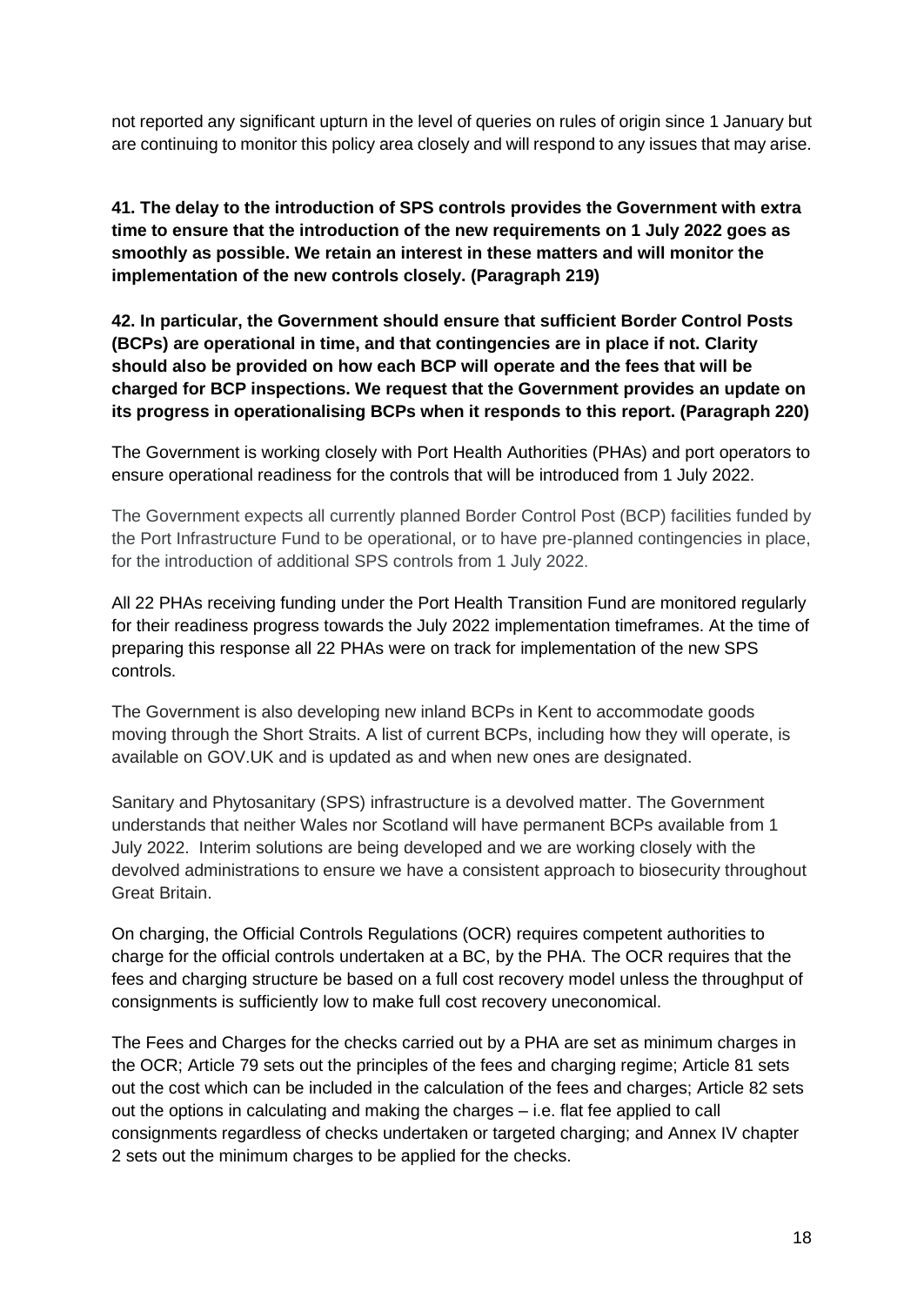not reported any significant upturn in the level of queries on rules of origin since 1 January but are continuing to monitor this policy area closely and will respond to any issues that may arise.

**41. The delay to the introduction of SPS controls provides the Government with extra time to ensure that the introduction of the new requirements on 1 July 2022 goes as smoothly as possible. We retain an interest in these matters and will monitor the implementation of the new controls closely. (Paragraph 219)**

**42. In particular, the Government should ensure that sufficient Border Control Posts (BCPs) are operational in time, and that contingencies are in place if not. Clarity should also be provided on how each BCP will operate and the fees that will be charged for BCP inspections. We request that the Government provides an update on its progress in operationalising BCPs when it responds to this report. (Paragraph 220)**

The Government is working closely with Port Health Authorities (PHAs) and port operators to ensure operational readiness for the controls that will be introduced from 1 July 2022.

The Government expects all currently planned Border Control Post (BCP) facilities funded by the Port Infrastructure Fund to be operational, or to have pre-planned contingencies in place, for the introduction of additional SPS controls from 1 July 2022.

All 22 PHAs receiving funding under the Port Health Transition Fund are monitored regularly for their readiness progress towards the July 2022 implementation timeframes. At the time of preparing this response all 22 PHAs were on track for implementation of the new SPS controls.

The Government is also developing new inland BCPs in Kent to accommodate goods moving through the Short Straits. A list of current BCPs, including how they will operate, is available on GOV.UK and is updated as and when new ones are designated.

Sanitary and Phytosanitary (SPS) infrastructure is a devolved matter. The Government understands that neither Wales nor Scotland will have permanent BCPs available from 1 July 2022. Interim solutions are being developed and we are working closely with the devolved administrations to ensure we have a consistent approach to biosecurity throughout Great Britain.

On charging, the Official Controls Regulations (OCR) requires competent authorities to charge for the official controls undertaken at a BC, by the PHA. The OCR requires that the fees and charging structure be based on a full cost recovery model unless the throughput of consignments is sufficiently low to make full cost recovery uneconomical.

The Fees and Charges for the checks carried out by a PHA are set as minimum charges in the OCR; Article 79 sets out the principles of the fees and charging regime; Article 81 sets out the cost which can be included in the calculation of the fees and charges; Article 82 sets out the options in calculating and making the charges – i.e. flat fee applied to call consignments regardless of checks undertaken or targeted charging; and Annex IV chapter 2 sets out the minimum charges to be applied for the checks.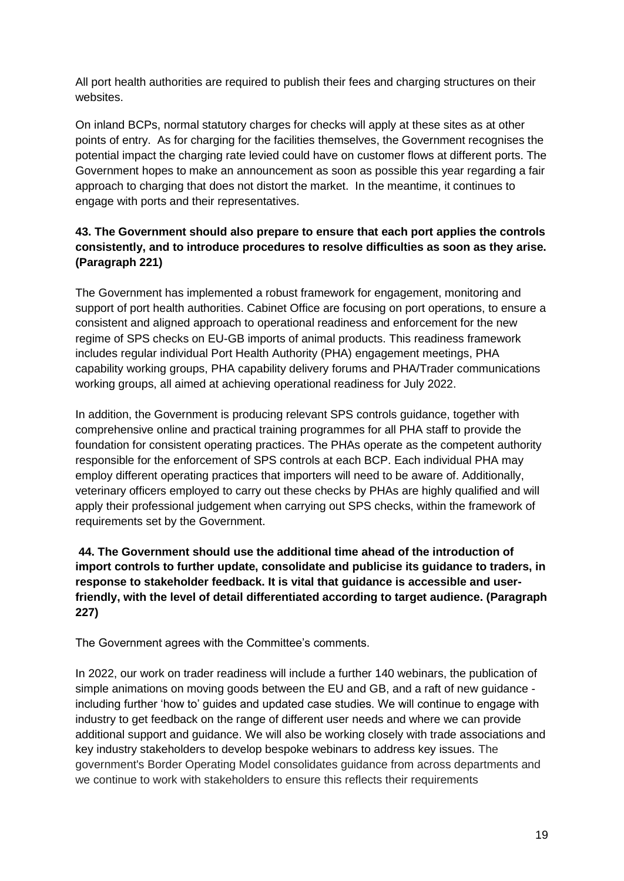All port health authorities are required to publish their fees and charging structures on their websites.

On inland BCPs, normal statutory charges for checks will apply at these sites as at other points of entry. As for charging for the facilities themselves, the Government recognises the potential impact the charging rate levied could have on customer flows at different ports. The Government hopes to make an announcement as soon as possible this year regarding a fair approach to charging that does not distort the market. In the meantime, it continues to engage with ports and their representatives.

**43. The Government should also prepare to ensure that each port applies the controls consistently, and to introduce procedures to resolve difficulties as soon as they arise. (Paragraph 221)**

The Government has implemented a robust framework for engagement, monitoring and support of port health authorities. Cabinet Office are focusing on port operations, to ensure a consistent and aligned approach to operational readiness and enforcement for the new regime of SPS checks on EU-GB imports of animal products. This readiness framework includes regular individual Port Health Authority (PHA) engagement meetings, PHA capability working groups, PHA capability delivery forums and PHA/Trader communications working groups, all aimed at achieving operational readiness for July 2022.

In addition, the Government is producing relevant SPS controls guidance, together with comprehensive online and practical training programmes for all PHA staff to provide the foundation for consistent operating practices. The PHAs operate as the competent authority responsible for the enforcement of SPS controls at each BCP. Each individual PHA may employ different operating practices that importers will need to be aware of. Additionally, veterinary officers employed to carry out these checks by PHAs are highly qualified and will apply their professional judgement when carrying out SPS checks, within the framework of requirements set by the Government.

**44. The Government should use the additional time ahead of the introduction of import controls to further update, consolidate and publicise its guidance to traders, in response to stakeholder feedback. It is vital that guidance is accessible and user-friendly, with the level of detail differentiated according to target audience. (Paragraph 227)**

The Government agrees with the Committee's comments.

In 2022, our work on trader readiness will include a further 140 webinars, the publication of simple animations on moving goods between the EU and GB, and a raft of new guidance - including further 'how to' guides and updated case studies. We will continue to engage with industry to get feedback on the range of different user needs and where we can provide additional support and guidance. We will also be working closely with trade associations and key industry stakeholders to develop bespoke webinars to address key issues. The government's Border Operating Model consolidates guidance from across departments and we continue to work with stakeholders to ensure this reflects their requirements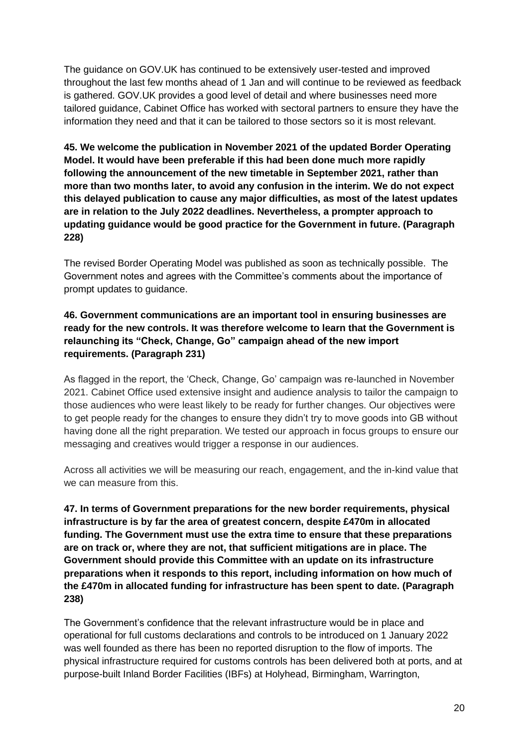The guidance on GOV.UK has continued to be extensively user-tested and improved throughout the last few months ahead of 1 Jan and will continue to be reviewed as feedback is gathered. GOV.UK provides a good level of detail and where businesses need more tailored guidance, Cabinet Office has worked with sectoral partners to ensure they have the information they need and that it can be tailored to those sectors so it is most relevant.

**45. We welcome the publication in November 2021 of the updated Border Operating Model. It would have been preferable if this had been done much more rapidly following the announcement of the new timetable in September 2021, rather than more than two months later, to avoid any confusion in the interim. We do not expect this delayed publication to cause any major difficulties, as most of the latest updates are in relation to the July 2022 deadlines. Nevertheless, a prompter approach to updating guidance would be good practice for the Government in future. (Paragraph 228)**

The revised Border Operating Model was published as soon as technically possible. The Government notes and agrees with the Committee's comments about the importance of prompt updates to guidance.

**46. Government communications are an important tool in ensuring businesses are ready for the new controls. It was therefore welcome to learn that the Government is relaunching its "Check, Change, Go" campaign ahead of the new import requirements. (Paragraph 231)**

As flagged in the report, the 'Check, Change, Go' campaign was re-launched in November 2021. Cabinet Office used extensive insight and audience analysis to tailor the campaign to those audiences who were least likely to be ready for further changes. Our objectives were to get people ready for the changes to ensure they didn't try to move goods into GB without having done all the right preparation. We tested our approach in focus groups to ensure our messaging and creatives would trigger a response in our audiences.

Across all activities we will be measuring our reach, engagement, and the in-kind value that we can measure from this.

**47. In terms of Government preparations for the new border requirements, physical infrastructure is by far the area of greatest concern, despite £470m in allocated funding. The Government must use the extra time to ensure that these preparations are on track or, where they are not, that sufficient mitigations are in place. The Government should provide this Committee with an update on its infrastructure preparations when it responds to this report, including information on how much of the £470m in allocated funding for infrastructure has been spent to date. (Paragraph 238)**

The Government's confidence that the relevant infrastructure would be in place and operational for full customs declarations and controls to be introduced on 1 January 2022 was well founded as there has been no reported disruption to the flow of imports. The physical infrastructure required for customs controls has been delivered both at ports, and at purpose-built Inland Border Facilities (IBFs) at Holyhead, Birmingham, Warrington,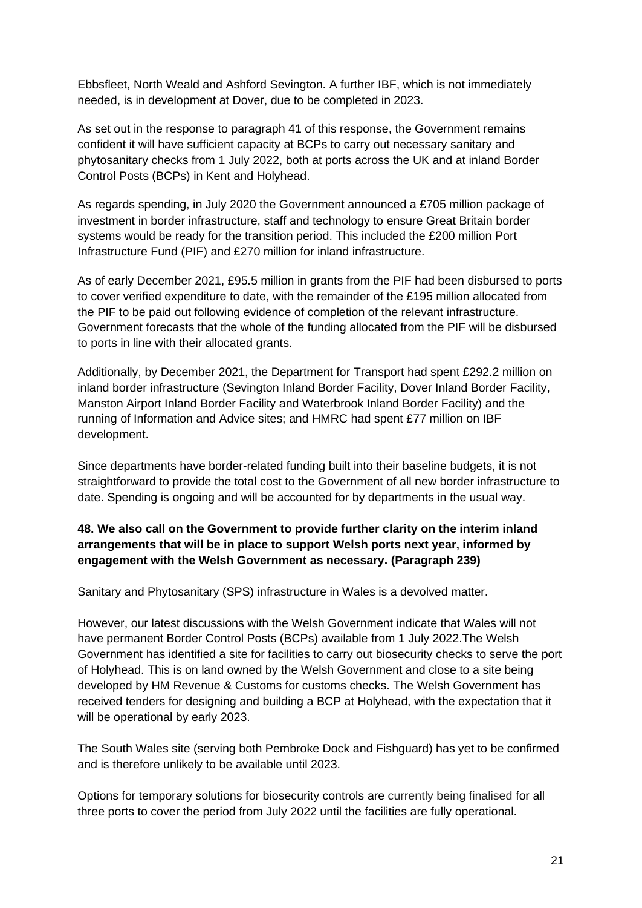Ebbsfleet, North Weald and Ashford Sevington. A further IBF, which is not immediately needed, is in development at Dover, due to be completed in 2023.

As set out in the response to paragraph 41 of this response, the Government remains confident it will have sufficient capacity at BCPs to carry out necessary sanitary and phytosanitary checks from 1 July 2022, both at ports across the UK and at inland Border Control Posts (BCPs) in Kent and Holyhead.

As regards spending, in July 2020 the Government announced a £705 million package of investment in border infrastructure, staff and technology to ensure Great Britain border systems would be ready for the transition period. This included the £200 million Port Infrastructure Fund (PIF) and £270 million for inland infrastructure.

As of early December 2021, £95.5 million in grants from the PIF had been disbursed to ports to cover verified expenditure to date, with the remainder of the £195 million allocated from the PIF to be paid out following evidence of completion of the relevant infrastructure. Government forecasts that the whole of the funding allocated from the PIF will be disbursed to ports in line with their allocated grants.

Additionally, by December 2021, the Department for Transport had spent £292.2 million on inland border infrastructure (Sevington Inland Border Facility, Dover Inland Border Facility, Manston Airport Inland Border Facility and Waterbrook Inland Border Facility) and the running of Information and Advice sites; and HMRC had spent £77 million on IBF development.

Since departments have border-related funding built into their baseline budgets, it is not straightforward to provide the total cost to the Government of all new border infrastructure to date. Spending is ongoing and will be accounted for by departments in the usual way.

**48. We also call on the Government to provide further clarity on the interim inland arrangements that will be in place to support Welsh ports next year, informed by engagement with the Welsh Government as necessary. (Paragraph 239)**

Sanitary and Phytosanitary (SPS) infrastructure in Wales is a devolved matter.

However, our latest discussions with the Welsh Government indicate that Wales will not have permanent Border Control Posts (BCPs) available from 1 July 2022.The Welsh Government has identified a site for facilities to carry out biosecurity checks to serve the port of Holyhead. This is on land owned by the Welsh Government and close to a site being developed by HM Revenue & Customs for customs checks. The Welsh Government has received tenders for designing and building a BCP at Holyhead, with the expectation that it will be operational by early 2023.

The South Wales site (serving both Pembroke Dock and Fishguard) has yet to be confirmed and is therefore unlikely to be available until 2023.

Options for temporary solutions for biosecurity controls are currently being finalised for all three ports to cover the period from July 2022 until the facilities are fully operational.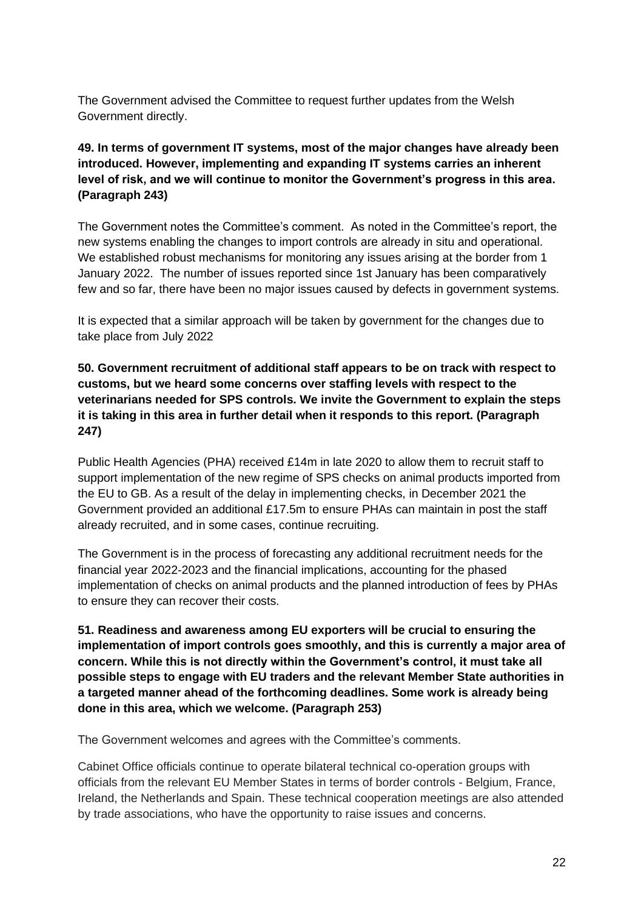The Government advised the Committee to request further updates from the Welsh Government directly.

**49. In terms of government IT systems, most of the major changes have already been introduced. However, implementing and expanding IT systems carries an inherent level of risk, and we will continue to monitor the Government's progress in this area. (Paragraph 243)**

The Government notes the Committee's comment. As noted in the Committee's report, the new systems enabling the changes to import controls are already in situ and operational. We established robust mechanisms for monitoring any issues arising at the border from 1 January 2022. The number of issues reported since 1st January has been comparatively few and so far, there have been no major issues caused by defects in government systems.

It is expected that a similar approach will be taken by government for the changes due to take place from July 2022

**50. Government recruitment of additional staff appears to be on track with respect to customs, but we heard some concerns over staffing levels with respect to the veterinarians needed for SPS controls. We invite the Government to explain the steps it is taking in this area in further detail when it responds to this report. (Paragraph 247)**

Public Health Agencies (PHA) received £14m in late 2020 to allow them to recruit staff to support implementation of the new regime of SPS checks on animal products imported from the EU to GB. As a result of the delay in implementing checks, in December 2021 the Government provided an additional £17.5m to ensure PHAs can maintain in post the staff already recruited, and in some cases, continue recruiting.

The Government is in the process of forecasting any additional recruitment needs for the financial year 2022-2023 and the financial implications, accounting for the phased implementation of checks on animal products and the planned introduction of fees by PHAs to ensure they can recover their costs.

**51. Readiness and awareness among EU exporters will be crucial to ensuring the implementation of import controls goes smoothly, and this is currently a major area of concern. While this is not directly within the Government's control, it must take all possible steps to engage with EU traders and the relevant Member State authorities in a targeted manner ahead of the forthcoming deadlines. Some work is already being done in this area, which we welcome. (Paragraph 253)**

The Government welcomes and agrees with the Committee's comments.

Cabinet Office officials continue to operate bilateral technical co-operation groups with officials from the relevant EU Member States in terms of border controls - Belgium, France, Ireland, the Netherlands and Spain. These technical cooperation meetings are also attended by trade associations, who have the opportunity to raise issues and concerns.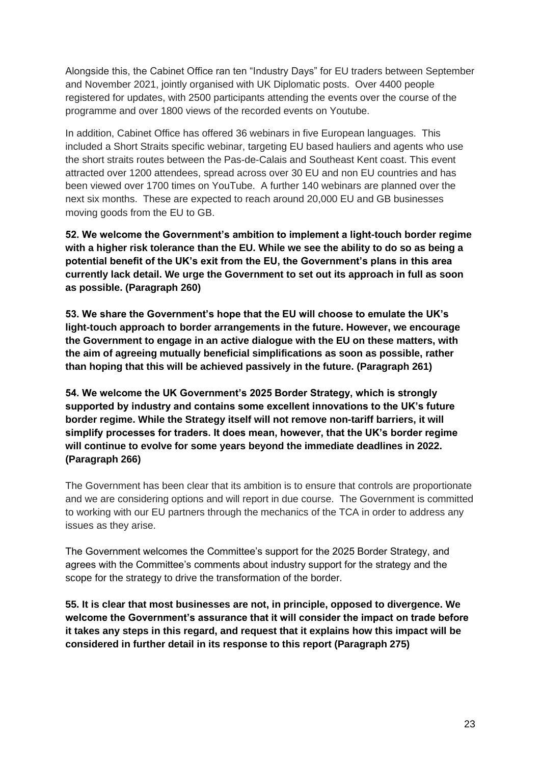Alongside this, the Cabinet Office ran ten "Industry Days" for EU traders between September and November 2021, jointly organised with UK Diplomatic posts. Over 4400 people registered for updates, with 2500 participants attending the events over the course of the programme and over 1800 views of the recorded events on Youtube.

In addition, Cabinet Office has offered 36 webinars in five European languages. This included a Short Straits specific webinar, targeting EU based hauliers and agents who use the short straits routes between the Pas-de-Calais and Southeast Kent coast. This event attracted over 1200 attendees, spread across over 30 EU and non EU countries and has been viewed over 1700 times on YouTube. A further 140 webinars are planned over the next six months. These are expected to reach around 20,000 EU and GB businesses moving goods from the EU to GB.

**52. We welcome the Government's ambition to implement a light-touch border regime with a higher risk tolerance than the EU. While we see the ability to do so as being a potential benefit of the UK's exit from the EU, the Government's plans in this area currently lack detail. We urge the Government to set out its approach in full as soon as possible. (Paragraph 260)**

**53. We share the Government's hope that the EU will choose to emulate the UK's light-touch approach to border arrangements in the future. However, we encourage the Government to engage in an active dialogue with the EU on these matters, with the aim of agreeing mutually beneficial simplifications as soon as possible, rather than hoping that this will be achieved passively in the future. (Paragraph 261)**

**54. We welcome the UK Government's 2025 Border Strategy, which is strongly supported by industry and contains some excellent innovations to the UK's future border regime. While the Strategy itself will not remove non-tariff barriers, it will simplify processes for traders. It does mean, however, that the UK's border regime will continue to evolve for some years beyond the immediate deadlines in 2022. (Paragraph 266)**

The Government has been clear that its ambition is to ensure that controls are proportionate and we are considering options and will report in due course. The Government is committed to working with our EU partners through the mechanics of the TCA in order to address any issues as they arise.

The Government welcomes the Committee's support for the 2025 Border Strategy, and agrees with the Committee's comments about industry support for the strategy and the scope for the strategy to drive the transformation of the border.

**55. It is clear that most businesses are not, in principle, opposed to divergence. We welcome the Government's assurance that it will consider the impact on trade before it takes any steps in this regard, and request that it explains how this impact will be considered in further detail in its response to this report (Paragraph 275)**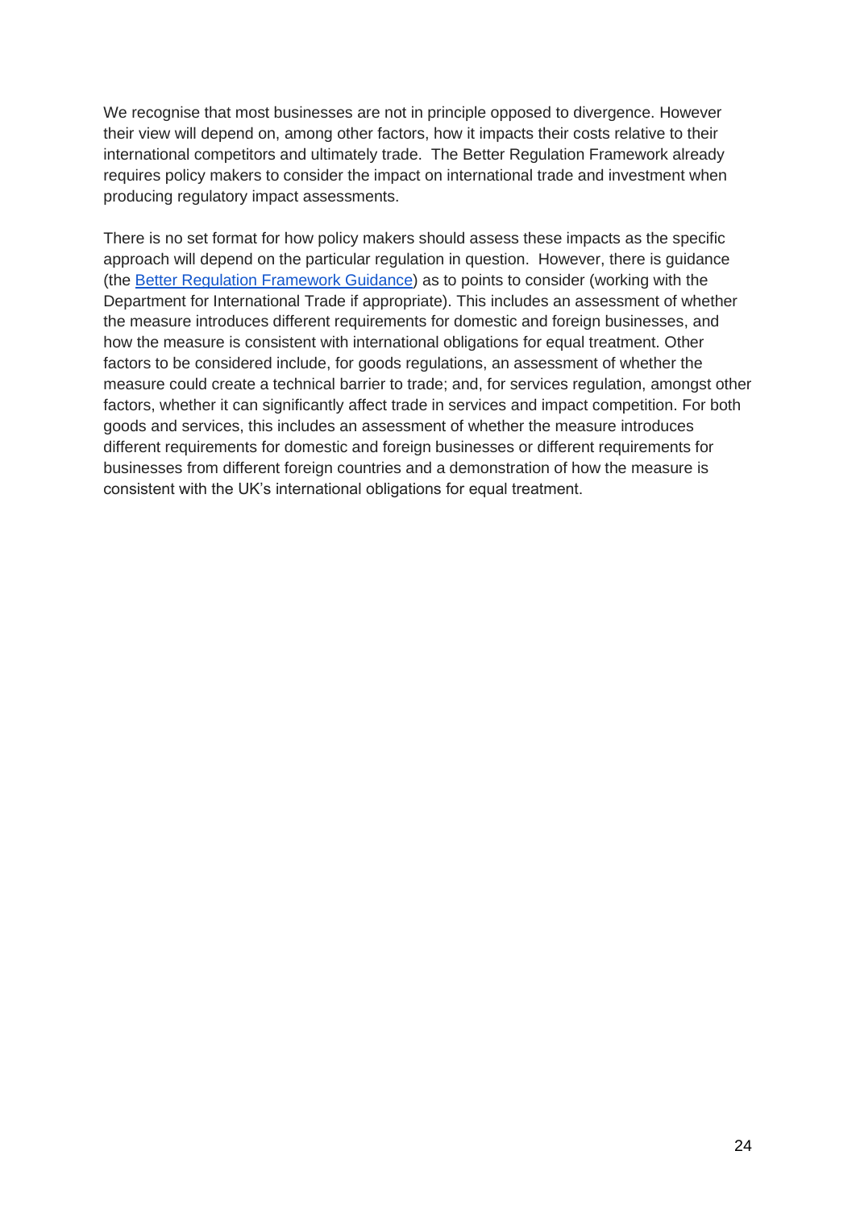We recognise that most businesses are not in principle opposed to divergence. However their view will depend on, among other factors, how it impacts their costs relative to their international competitors and ultimately trade. The Better Regulation Framework already requires policy makers to consider the impact on international trade and investment when producing regulatory impact assessments.

There is no set format for how policy makers should assess these impacts as the specific approach will depend on the particular regulation in question. However, there is guidance (the Better Regulation Framework Guidance) as to points to consider (working with the Department for International Trade if appropriate). This includes an assessment of whether the measure introduces different requirements for domestic and foreign businesses, and how the measure is consistent with international obligations for equal treatment. Other factors to be considered include, for goods regulations, an assessment of whether the measure could create a technical barrier to trade; and, for services regulation, amongst other factors, whether it can significantly affect trade in services and impact competition. For both goods and services, this includes an assessment of whether the measure introduces different requirements for domestic and foreign businesses or different requirements for businesses from different foreign countries and a demonstration of how the measure is consistent with the UK's international obligations for equal treatment.